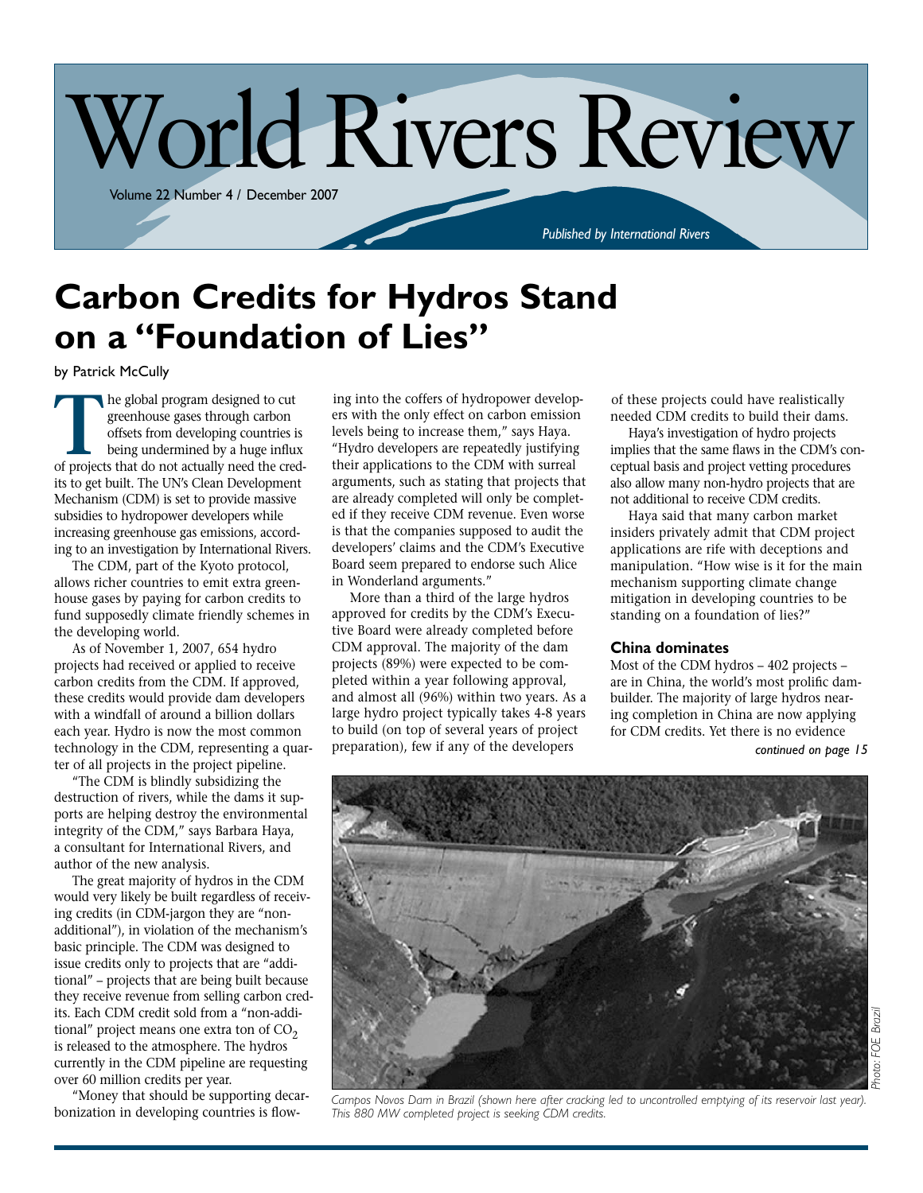# World Rivers Review

Volume 22 Number 4 / December 2007

*Published by International Rivers*

## Carbon Credits for Hydros Stand on a "Foundation of Lies"

by Patrick McCully

The global program designed to cut greenhouse gases through carbon offsets from developing countries is being undermined by a huge influx of projects that do not actually need the credits to get built. The UN's Clean Development Mechanism (CDM) is set to provide massive subsidies to hydropower developers while increasing greenhouse gas emissions, according to an investigation by International Rivers.

The CDM, part of the Kyoto protocol, allows richer countries to emit extra greenhouse gases by paying for carbon credits to fund supposedly climate friendly schemes in the developing world.

As of November 1, 2007, 654 hydro projects had received or applied to receive carbon credits from the CDM. If approved, these credits would provide dam developers with a windfall of around a billion dollars each year. Hydro is now the most common technology in the CDM, representing a quarter of all projects in the project pipeline.

"The CDM is blindly subsidizing the destruction of rivers, while the dams it supports are helping destroy the environmental integrity of the CDM," says Barbara Haya, a consultant for International Rivers, and author of the new analysis.

The great majority of hydros in the CDM would very likely be built regardless of receiving credits (in CDM-jargon they are "non-additional"), in violation of the mechanism's basic principle. The CDM was designed to issue credits only to projects that are "additional" – projects that are being built because they receive revenue from selling carbon credits. Each CDM credit sold from a "non-additional" project means one extra ton of $CO_2$ is released to the atmosphere. The hydros currently in the CDM pipeline are requesting over 60 million credits per year.

"Money that should be supporting decarbonization in developing countries is flowing into the coffers of hydropower developers with the only effect on carbon emission levels being to increase them," says Haya. "Hydro developers are repeatedly justifying their applications to the CDM with surreal arguments, such as stating that projects that are already completed will only be completed if they receive CDM revenue. Even worse is that the companies supposed to audit the developers' claims and the CDM's Executive Board seem prepared to endorse such Alice in Wonderland arguments."

More than a third of the large hydros approved for credits by the CDM's Executive Board were already completed before CDM approval. The majority of the dam projects (89%) were expected to be completed within a year following approval, and almost all (96%) within two years. As a large hydro project typically takes 4-8 years to build (on top of several years of project preparation), few if any of the developers of these projects could have realistically needed CDM credits to build their dams.

Haya's investigation of hydro projects implies that the same flaws in the CDM's conceptual basis and project vetting procedures also allow many non-hydro projects that are not additional to receive CDM credits.

Haya said that many carbon market insiders privately admit that CDM project applications are rife with deceptions and manipulation. "How wise is it for the main mechanism supporting climate change mitigation in developing countries to be standing on a foundation of lies?"

### China dominates

Most of the CDM hydros – 402 projects – are in China, the world's most prolific dam-builder. The majority of large hydros nearing completion in China are now applying for CDM credits. Yet there is no evidence

*continued on page 15*

*Campos Novos Dam in Brazil (shown here after cracking led to uncontrolled emptying of its reservoir last year). This 880 MW completed project is seeking CDM credits.*

*Photo: FOE Brazil*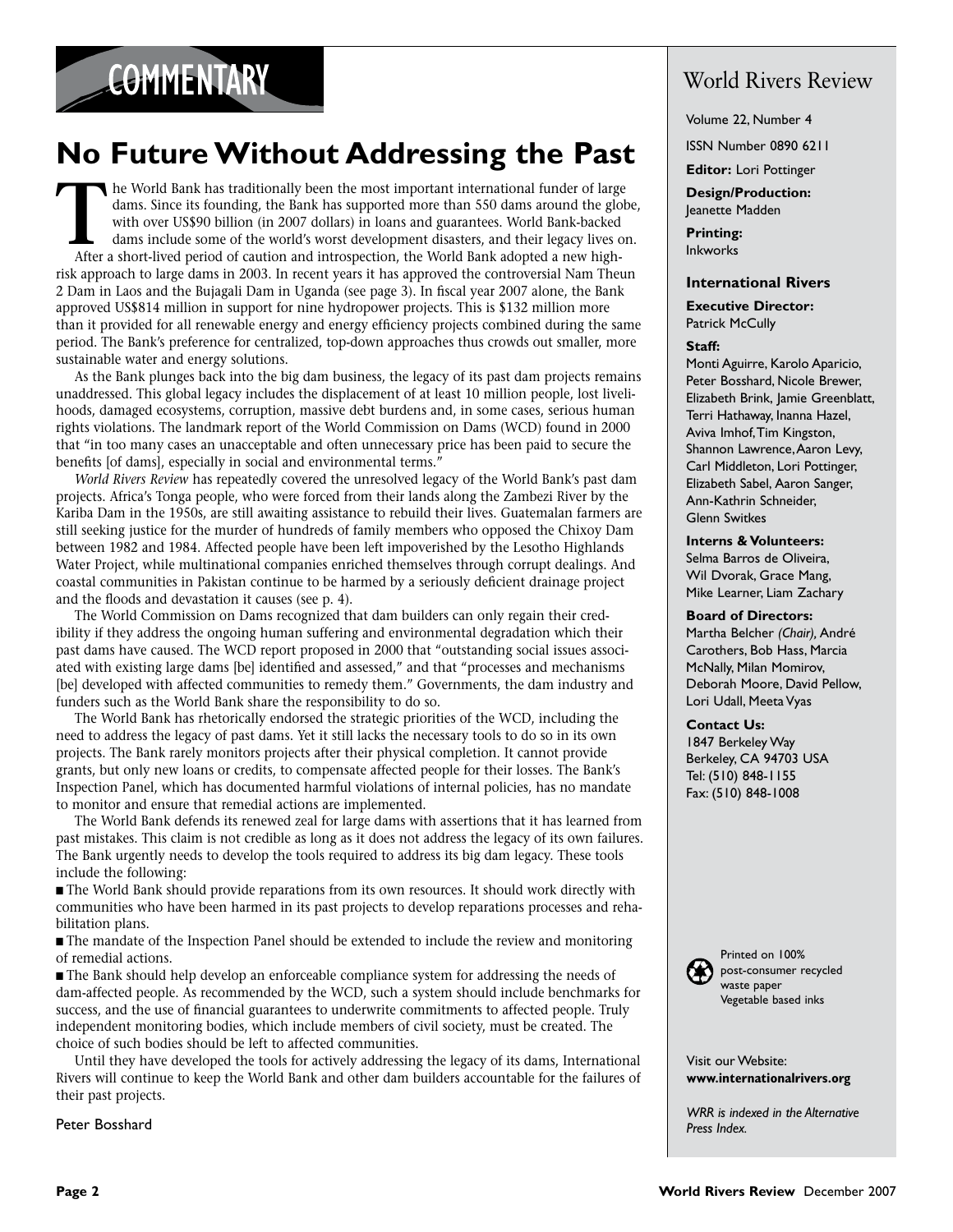COMMENTARY

# No Future Without Addressing the Past

The World Bank has traditionally been the most important international funder of large dams. Since its founding, the Bank has supported more than 550 dams around the globe, with over US$90 billion (in 2007 dollars) in loans and guarantees. World Bank-backed dams include some of the world's worst development disasters, and their legacy lives on. After a short-lived period of caution and introspection, the World Bank adopted a new high-risk approach to large dams in 2003. In recent years it has approved the controversial Nam Theun 2 Dam in Laos and the Bujagali Dam in Uganda (see page 3). In fiscal year 2007 alone, the Bank approved US$814 million in support for nine hydropower projects. This is $132 million more than it provided for all renewable energy and energy efficiency projects combined during the same period. The Bank's preference for centralized, top-down approaches thus crowds out smaller, more sustainable water and energy solutions.

As the Bank plunges back into the big dam business, the legacy of its past dam projects remains unaddressed. This global legacy includes the displacement of at least 10 million people, lost livelihoods, damaged ecosystems, corruption, massive debt burdens and, in some cases, serious human rights violations. The landmark report of the World Commission on Dams (WCD) found in 2000 that "in too many cases an unacceptable and often unnecessary price has been paid to secure the benefits [of dams], especially in social and environmental terms."

*World Rivers Review* has repeatedly covered the unresolved legacy of the World Bank's past dam projects. Africa's Tonga people, who were forced from their lands along the Zambezi River by the Kariba Dam in the 1950s, are still awaiting assistance to rebuild their lives. Guatemalan farmers are still seeking justice for the murder of hundreds of family members who opposed the Chixoy Dam between 1982 and 1984. Affected people have been left impoverished by the Lesotho Highlands Water Project, while multinational companies enriched themselves through corrupt dealings. And coastal communities in Pakistan continue to be harmed by a seriously deficient drainage project and the floods and devastation it causes (see p. 4).

The World Commission on Dams recognized that dam builders can only regain their credibility if they address the ongoing human suffering and environmental degradation which their past dams have caused. The WCD report proposed in 2000 that "outstanding social issues associated with existing large dams [be] identified and assessed," and that "processes and mechanisms [be] developed with affected communities to remedy them." Governments, the dam industry and funders such as the World Bank share the responsibility to do so.

The World Bank has rhetorically endorsed the strategic priorities of the WCD, including the need to address the legacy of past dams. Yet it still lacks the necessary tools to do so in its own projects. The Bank rarely monitors projects after their physical completion. It cannot provide grants, but only new loans or credits, to compensate affected people for their losses. The Bank's Inspection Panel, which has documented harmful violations of internal policies, has no mandate to monitor and ensure that remedial actions are implemented.

The World Bank defends its renewed zeal for large dams with assertions that it has learned from past mistakes. This claim is not credible as long as it does not address the legacy of its own failures. The Bank urgently needs to develop the tools required to address its big dam legacy. These tools include the following:

- The World Bank should provide reparations from its own resources. It should work directly with communities who have been harmed in its past projects to develop reparations processes and rehabilitation plans.
- The mandate of the Inspection Panel should be extended to include the review and monitoring of remedial actions.
- The Bank should help develop an enforceable compliance system for addressing the needs of dam-affected people. As recommended by the WCD, such a system should include benchmarks for success, and the use of financial guarantees to underwrite commitments to affected people. Truly independent monitoring bodies, which include members of civil society, must be created. The choice of such bodies should be left to affected communities.

Until they have developed the tools for actively addressing the legacy of its dams, International Rivers will continue to keep the World Bank and other dam builders accountable for the failures of their past projects.

Peter Bosshard

---

## World Rivers Review

Volume 22, Number 4

ISSN Number 0890 6211

**Editor:** Lori Pottinger

**Design/Production:** Jeanette Madden

**Printing:** Inkworks

### International Rivers

**Executive Director:** Patrick McCully

**Staff:**
Monti Aguirre, Karolo Aparicio, Peter Bosshard, Nicole Brewer, Elizabeth Brink, Jamie Greenblatt, Terri Hathaway, Inanna Hazel, Aviva Imhof, Tim Kingston, Shannon Lawrence, Aaron Levy, Carl Middleton, Lori Pottinger, Elizabeth Sabel, Aaron Sanger, Ann-Kathrin Schneider, Glenn Switkes

**Interns & Volunteers:**
Selma Barros de Oliveira, Wil Dvorak, Grace Mang, Mike Learner, Liam Zachary

**Board of Directors:**
Martha Belcher *(Chair)*, André Carothers, Bob Hass, Marcia McNally, Milan Momirov, Deborah Moore, David Pellow, Lori Udall, Meeta Vyas

**Contact Us:**
1847 Berkeley Way
Berkeley, CA 94703 USA
Tel: (510) 848-1155
Fax: (510) 848-1008

Printed on 100% post-consumer recycled waste paper
Vegetable based inks

Visit our Website:
**www.internationalrivers.org**

*WRR is indexed in the Alternative Press Index.*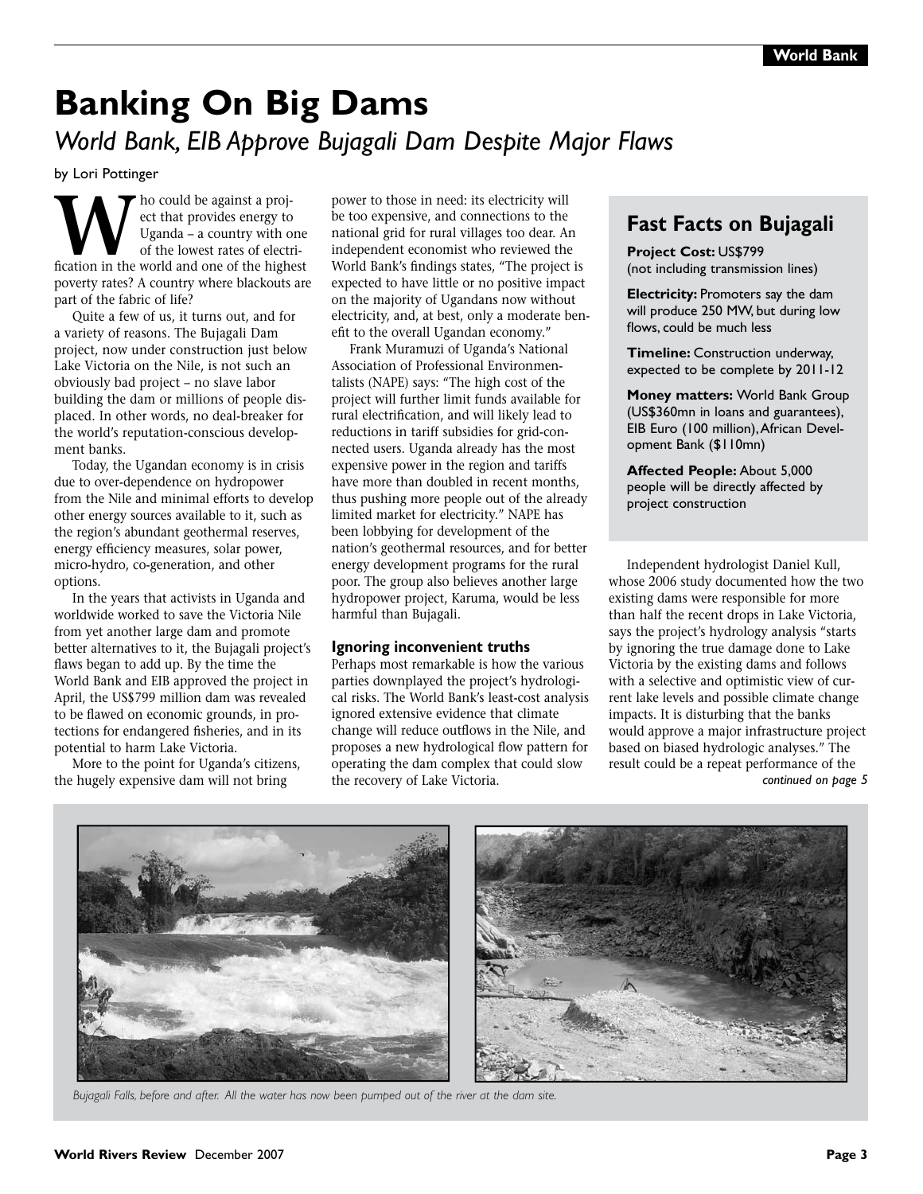# Banking On Big Dams

## *World Bank, EIB Approve Bujagali Dam Despite Major Flaws*

by Lori Pottinger

Who could be against a project that provides energy to Uganda – a country with one of the lowest rates of electrification in the world and one of the highest poverty rates? A country where blackouts are part of the fabric of life?

Quite a few of us, it turns out, and for a variety of reasons. The Bujagali Dam project, now under construction just below Lake Victoria on the Nile, is not such an obviously bad project – no slave labor building the dam or millions of people displaced. In other words, no deal-breaker for the world's reputation-conscious development banks.

Today, the Ugandan economy is in crisis due to over-dependence on hydropower from the Nile and minimal efforts to develop other energy sources available to it, such as the region's abundant geothermal reserves, energy efficiency measures, solar power, micro-hydro, co-generation, and other options.

In the years that activists in Uganda and worldwide worked to save the Victoria Nile from yet another large dam and promote better alternatives to it, the Bujagali project's flaws began to add up. By the time the World Bank and EIB approved the project in April, the US$799 million dam was revealed to be flawed on economic grounds, in protections for endangered fisheries, and in its potential to harm Lake Victoria.

More to the point for Uganda's citizens, the hugely expensive dam will not bring power to those in need: its electricity will be too expensive, and connections to the national grid for rural villages too dear. An independent economist who reviewed the World Bank's findings states, "The project is expected to have little or no positive impact on the majority of Ugandans now without electricity, and, at best, only a moderate benefit to the overall Ugandan economy."

Frank Muramuzi of Uganda's National Association of Professional Environmentalists (NAPE) says: "The high cost of the project will further limit funds available for rural electrification, and will likely lead to reductions in tariff subsidies for grid-connected users. Uganda already has the most expensive power in the region and tariffs have more than doubled in recent months, thus pushing more people out of the already limited market for electricity." NAPE has been lobbying for development of the nation's geothermal resources, and for better energy development programs for the rural poor. The group also believes another large hydropower project, Karuma, would be less harmful than Bujagali.

### Ignoring inconvenient truths

Perhaps most remarkable is how the various parties downplayed the project's hydrological risks. The World Bank's least-cost analysis ignored extensive evidence that climate change will reduce outflows in the Nile, and proposes a new hydrological flow pattern for operating the dam complex that could slow the recovery of Lake Victoria.

> ## Fast Facts on Bujagali
>
> **Project Cost:** US$799 (not including transmission lines)
>
> **Electricity:** Promoters say the dam will produce 250 MW, but during low flows, could be much less
>
> **Timeline:** Construction underway, expected to be complete by 2011-12
>
> **Money matters:** World Bank Group (US$360mn in loans and guarantees), EIB Euro (100 million), African Development Bank ($110mn)
>
> **Affected People:** About 5,000 people will be directly affected by project construction

Independent hydrologist Daniel Kull, whose 2006 study documented how the two existing dams were responsible for more than half the recent drops in Lake Victoria, says the project's hydrology analysis "starts by ignoring the true damage done to Lake Victoria by the existing dams and follows with a selective and optimistic view of current lake levels and possible climate change impacts. It is disturbing that the banks would approve a major infrastructure project based on biased hydrologic analyses." The result could be a repeat performance of the

*continued on page 5*

*Bujagali Falls, before and after. All the water has now been pumped out of the river at the dam site.*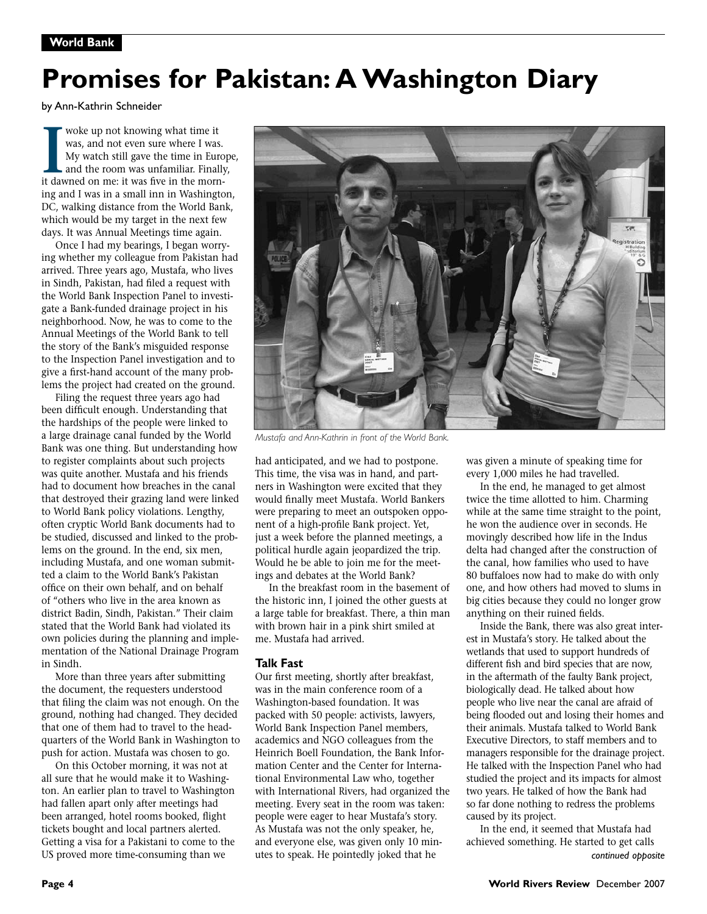World Bank

# Promises for Pakistan: A Washington Diary

by Ann-Kathrin Schneider

I woke up not knowing what time it was, and not even sure where I was. My watch still gave the time in Europe, and the room was unfamiliar. Finally, it dawned on me: it was five in the morning and I was in a small inn in Washington, DC, walking distance from the World Bank, which would be my target in the next few days. It was Annual Meetings time again.

Once I had my bearings, I began worrying whether my colleague from Pakistan had arrived. Three years ago, Mustafa, who lives in Sindh, Pakistan, had filed a request with the World Bank Inspection Panel to investigate a Bank-funded drainage project in his neighborhood. Now, he was to come to the Annual Meetings of the World Bank to tell the story of the Bank's misguided response to the Inspection Panel investigation and to give a first-hand account of the many problems the project had created on the ground.

Filing the request three years ago had been difficult enough. Understanding that the hardships of the people were linked to a large drainage canal funded by the World Bank was one thing. But understanding how to register complaints about such projects was quite another. Mustafa and his friends had to document how breaches in the canal that destroyed their grazing land were linked to World Bank policy violations. Lengthy, often cryptic World Bank documents had to be studied, discussed and linked to the problems on the ground. In the end, six men, including Mustafa, and one woman submitted a claim to the World Bank's Pakistan office on their own behalf, and on behalf of "others who live in the area known as district Badin, Sindh, Pakistan." Their claim stated that the World Bank had violated its own policies during the planning and implementation of the National Drainage Program in Sindh.

More than three years after submitting the document, the requesters understood that filing the claim was not enough. On the ground, nothing had changed. They decided that one of them had to travel to the headquarters of the World Bank in Washington to push for action. Mustafa was chosen to go.

On this October morning, it was not at all sure that he would make it to Washington. An earlier plan to travel to Washington had fallen apart only after meetings had been arranged, hotel rooms booked, flight tickets bought and local partners alerted. Getting a visa for a Pakistani to come to the US proved more time-consuming than we had anticipated, and we had to postpone. This time, the visa was in hand, and partners in Washington were excited that they would finally meet Mustafa. World Bankers were preparing to meet an outspoken opponent of a high-profile Bank project. Yet, just a week before the planned meetings, a political hurdle again jeopardized the trip. Would he be able to join me for the meetings and debates at the World Bank?

*Mustafa and Ann-Kathrin in front of the World Bank.*

In the breakfast room in the basement of the historic inn, I joined the other guests at a large table for breakfast. There, a thin man with brown hair in a pink shirt smiled at me. Mustafa had arrived.

### Talk Fast

Our first meeting, shortly after breakfast, was in the main conference room of a Washington-based foundation. It was packed with 50 people: activists, lawyers, World Bank Inspection Panel members, academics and NGO colleagues from the Heinrich Boell Foundation, the Bank Information Center and the Center for International Environmental Law who, together with International Rivers, had organized the meeting. Every seat in the room was taken: people were eager to hear Mustafa's story. As Mustafa was not the only speaker, he, and everyone else, was given only 10 minutes to speak. He pointedly joked that he was given a minute of speaking time for every 1,000 miles he had travelled.

In the end, he managed to get almost twice the time allotted to him. Charming while at the same time straight to the point, he won the audience over in seconds. He movingly described how life in the Indus delta had changed after the construction of the canal, how families who used to have 80 buffaloes now had to make do with only one, and how others had moved to slums in big cities because they could no longer grow anything on their ruined fields.

Inside the Bank, there was also great interest in Mustafa's story. He talked about the wetlands that used to support hundreds of different fish and bird species that are now, in the aftermath of the faulty Bank project, biologically dead. He talked about how people who live near the canal are afraid of being flooded out and losing their homes and their animals. Mustafa talked to World Bank Executive Directors, to staff members and to managers responsible for the drainage project. He talked with the Inspection Panel who had studied the project and its impacts for almost two years. He talked of how the Bank had so far done nothing to redress the problems caused by its project.

In the end, it seemed that Mustafa had achieved something. He started to get calls

*continued opposite*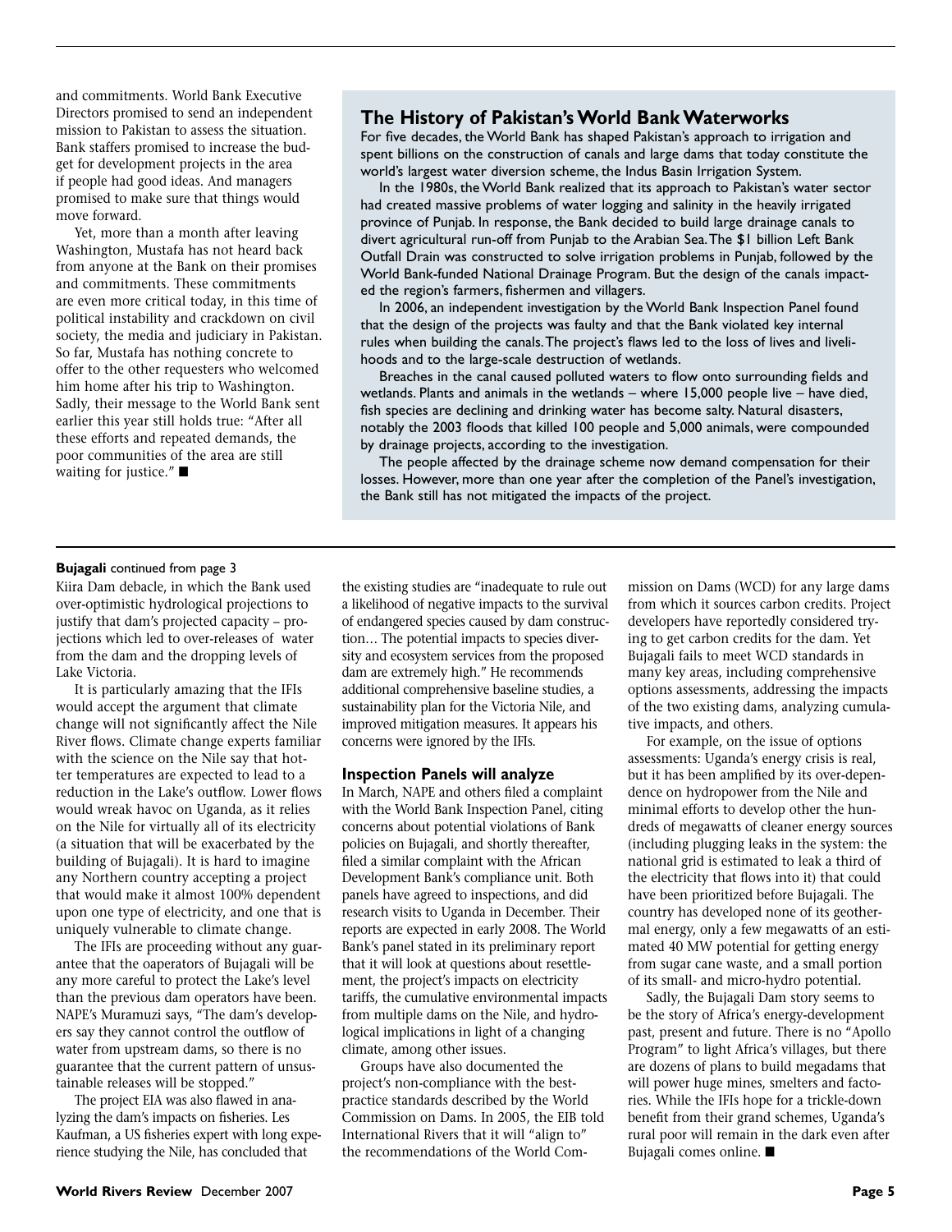and commitments. World Bank Executive Directors promised to send an independent mission to Pakistan to assess the situation. Bank staffers promised to increase the budget for development projects in the area if people had good ideas. And managers promised to make sure that things would move forward.

Yet, more than a month after leaving Washington, Mustafa has not heard back from anyone at the Bank on their promises and commitments. These commitments are even more critical today, in this time of political instability and crackdown on civil society, the media and judiciary in Pakistan. So far, Mustafa has nothing concrete to offer to the other requesters who welcomed him home after his trip to Washington. Sadly, their message to the World Bank sent earlier this year still holds true: "After all these efforts and repeated demands, the poor communities of the area are still waiting for justice." ■

## The History of Pakistan's World Bank Waterworks

For five decades, the World Bank has shaped Pakistan's approach to irrigation and spent billions on the construction of canals and large dams that today constitute the world's largest water diversion scheme, the Indus Basin Irrigation System.

In the 1980s, the World Bank realized that its approach to Pakistan's water sector had created massive problems of water logging and salinity in the heavily irrigated province of Punjab. In response, the Bank decided to build large drainage canals to divert agricultural run-off from Punjab to the Arabian Sea. The $1 billion Left Bank Outfall Drain was constructed to solve irrigation problems in Punjab, followed by the World Bank-funded National Drainage Program. But the design of the canals impacted the region's farmers, fishermen and villagers.

In 2006, an independent investigation by the World Bank Inspection Panel found that the design of the projects was faulty and that the Bank violated key internal rules when building the canals. The project's flaws led to the loss of lives and livelihoods and to the large-scale destruction of wetlands.

Breaches in the canal caused polluted waters to flow onto surrounding fields and wetlands. Plants and animals in the wetlands – where 15,000 people live – have died, fish species are declining and drinking water has become salty. Natural disasters, notably the 2003 floods that killed 100 people and 5,000 animals, were compounded by drainage projects, according to the investigation.

The people affected by the drainage scheme now demand compensation for their losses. However, more than one year after the completion of the Panel's investigation, the Bank still has not mitigated the impacts of the project.

---

**Bujagali** continued from page 3

Kiira Dam debacle, in which the Bank used over-optimistic hydrological projections to justify that dam's projected capacity – projections which led to over-releases of water from the dam and the dropping levels of Lake Victoria.

It is particularly amazing that the IFIs would accept the argument that climate change will not significantly affect the Nile River flows. Climate change experts familiar with the science on the Nile say that hotter temperatures are expected to lead to a reduction in the Lake's outflow. Lower flows would wreak havoc on Uganda, as it relies on the Nile for virtually all of its electricity (a situation that will be exacerbated by the building of Bujagali). It is hard to imagine any Northern country accepting a project that would make it almost 100% dependent upon one type of electricity, and one that is uniquely vulnerable to climate change.

The IFIs are proceeding without any guarantee that the oaperators of Bujagali will be any more careful to protect the Lake's level than the previous dam operators have been. NAPE's Muramuzi says, "The dam's developers say they cannot control the outflow of water from upstream dams, so there is no guarantee that the current pattern of unsustainable releases will be stopped."

The project EIA was also flawed in analyzing the dam's impacts on fisheries. Les Kaufman, a US fisheries expert with long experience studying the Nile, has concluded that the existing studies are "inadequate to rule out a likelihood of negative impacts to the survival of endangered species caused by dam construction… The potential impacts to species diversity and ecosystem services from the proposed dam are extremely high." He recommends additional comprehensive baseline studies, a sustainability plan for the Victoria Nile, and improved mitigation measures. It appears his concerns were ignored by the IFIs.

### Inspection Panels will analyze

In March, NAPE and others filed a complaint with the World Bank Inspection Panel, citing concerns about potential violations of Bank policies on Bujagali, and shortly thereafter, filed a similar complaint with the African Development Bank's compliance unit. Both panels have agreed to inspections, and did research visits to Uganda in December. Their reports are expected in early 2008. The World Bank's panel stated in its preliminary report that it will look at questions about resettlement, the project's impacts on electricity tariffs, the cumulative environmental impacts from multiple dams on the Nile, and hydrological implications in light of a changing climate, among other issues.

Groups have also documented the project's non-compliance with the best-practice standards described by the World Commission on Dams. In 2005, the EIB told International Rivers that it will "align to" the recommendations of the World Commission on Dams (WCD) for any large dams from which it sources carbon credits. Project developers have reportedly considered trying to get carbon credits for the dam. Yet Bujagali fails to meet WCD standards in many key areas, including comprehensive options assessments, addressing the impacts of the two existing dams, analyzing cumulative impacts, and others.

For example, on the issue of options assessments: Uganda's energy crisis is real, but it has been amplified by its over-dependence on hydropower from the Nile and minimal efforts to develop other the hundreds of megawatts of cleaner energy sources (including plugging leaks in the system: the national grid is estimated to leak a third of the electricity that flows into it) that could have been prioritized before Bujagali. The country has developed none of its geothermal energy, only a few megawatts of an estimated 40 MW potential for getting energy from sugar cane waste, and a small portion of its small- and micro-hydro potential.

Sadly, the Bujagali Dam story seems to be the story of Africa's energy-development past, present and future. There is no "Apollo Program" to light Africa's villages, but there are dozens of plans to build megadams that will power huge mines, smelters and factories. While the IFIs hope for a trickle-down benefit from their grand schemes, Uganda's rural poor will remain in the dark even after Bujagali comes online. ■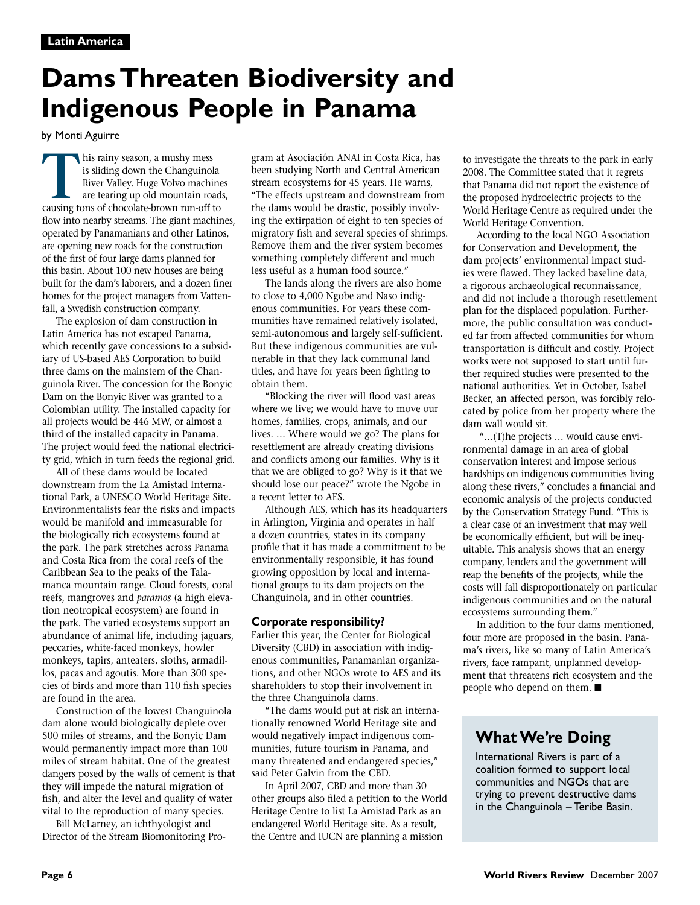Latin America

# Dams Threaten Biodiversity and Indigenous People in Panama

by Monti Aguirre

This rainy season, a mushy mess is sliding down the Changuinola River Valley. Huge Volvo machines are tearing up old mountain roads, causing tons of chocolate-brown run-off to flow into nearby streams. The giant machines, operated by Panamanians and other Latinos, are opening new roads for the construction of the first of four large dams planned for this basin. About 100 new houses are being built for the dam's laborers, and a dozen finer homes for the project managers from Vattenfall, a Swedish construction company.

The explosion of dam construction in Latin America has not escaped Panama, which recently gave concessions to a subsidiary of US-based AES Corporation to build three dams on the mainstem of the Changuinola River. The concession for the Bonyic Dam on the Bonyic River was granted to a Colombian utility. The installed capacity for all projects would be 446 MW, or almost a third of the installed capacity in Panama. The project would feed the national electricity grid, which in turn feeds the regional grid.

All of these dams would be located downstream from the La Amistad International Park, a UNESCO World Heritage Site. Environmentalists fear the risks and impacts would be manifold and immeasurable for the biologically rich ecosystems found at the park. The park stretches across Panama and Costa Rica from the coral reefs of the Caribbean Sea to the peaks of the Talamanca mountain range. Cloud forests, coral reefs, mangroves and *paramos* (a high elevation neotropical ecosystem) are found in the park. The varied ecosystems support an abundance of animal life, including jaguars, peccaries, white-faced monkeys, howler monkeys, tapirs, anteaters, sloths, armadillos, pacas and agoutis. More than 300 species of birds and more than 110 fish species are found in the area.

Construction of the lowest Changuinola dam alone would biologically deplete over 500 miles of streams, and the Bonyic Dam would permanently impact more than 100 miles of stream habitat. One of the greatest dangers posed by the walls of cement is that they will impede the natural migration of fish, and alter the level and quality of water vital to the reproduction of many species.

Bill McLarney, an ichthyologist and Director of the Stream Biomonitoring Program at Asociación ANAI in Costa Rica, has been studying North and Central American stream ecosystems for 45 years. He warns, "The effects upstream and downstream from the dams would be drastic, possibly involving the extirpation of eight to ten species of migratory fish and several species of shrimps. Remove them and the river system becomes something completely different and much less useful as a human food source."

The lands along the rivers are also home to close to 4,000 Ngobe and Naso indigenous communities. For years these communities have remained relatively isolated, semi-autonomous and largely self-sufficient. But these indigenous communities are vulnerable in that they lack communal land titles, and have for years been fighting to obtain them.

"Blocking the river will flood vast areas where we live; we would have to move our homes, families, crops, animals, and our lives. … Where would we go? The plans for resettlement are already creating divisions and conflicts among our families. Why is it that we are obliged to go? Why is it that we should lose our peace?" wrote the Ngobe in a recent letter to AES.

Although AES, which has its headquarters in Arlington, Virginia and operates in half a dozen countries, states in its company profile that it has made a commitment to be environmentally responsible, it has found growing opposition by local and international groups to its dam projects on the Changuinola, and in other countries.

### Corporate responsibility?

Earlier this year, the Center for Biological Diversity (CBD) in association with indigenous communities, Panamanian organizations, and other NGOs wrote to AES and its shareholders to stop their involvement in the three Changuinola dams.

"The dams would put at risk an internationally renowned World Heritage site and would negatively impact indigenous communities, future tourism in Panama, and many threatened and endangered species," said Peter Galvin from the CBD.

In April 2007, CBD and more than 30 other groups also filed a petition to the World Heritage Centre to list La Amistad Park as an endangered World Heritage site. As a result, the Centre and IUCN are planning a mission to investigate the threats to the park in early 2008. The Committee stated that it regrets that Panama did not report the existence of the proposed hydroelectric projects to the World Heritage Centre as required under the World Heritage Convention.

According to the local NGO Association for Conservation and Development, the dam projects' environmental impact studies were flawed. They lacked baseline data, a rigorous archaeological reconnaissance, and did not include a thorough resettlement plan for the displaced population. Furthermore, the public consultation was conducted far from affected communities for whom transportation is difficult and costly. Project works were not supposed to start until further required studies were presented to the national authorities. Yet in October, Isabel Becker, an affected person, was forcibly relocated by police from her property where the dam wall would sit.

"…(T)he projects … would cause environmental damage in an area of global conservation interest and impose serious hardships on indigenous communities living along these rivers," concludes a financial and economic analysis of the projects conducted by the Conservation Strategy Fund. "This is a clear case of an investment that may well be economically efficient, but will be inequitable. This analysis shows that an energy company, lenders and the government will reap the benefits of the projects, while the costs will fall disproportionately on particular indigenous communities and on the natural ecosystems surrounding them."

In addition to the four dams mentioned, four more are proposed in the basin. Panama's rivers, like so many of Latin America's rivers, face rampant, unplanned development that threatens rich ecosystem and the people who depend on them. ■

## What We're Doing

International Rivers is part of a coalition formed to support local communities and NGOs that are trying to prevent destructive dams in the Changuinola – Teribe Basin.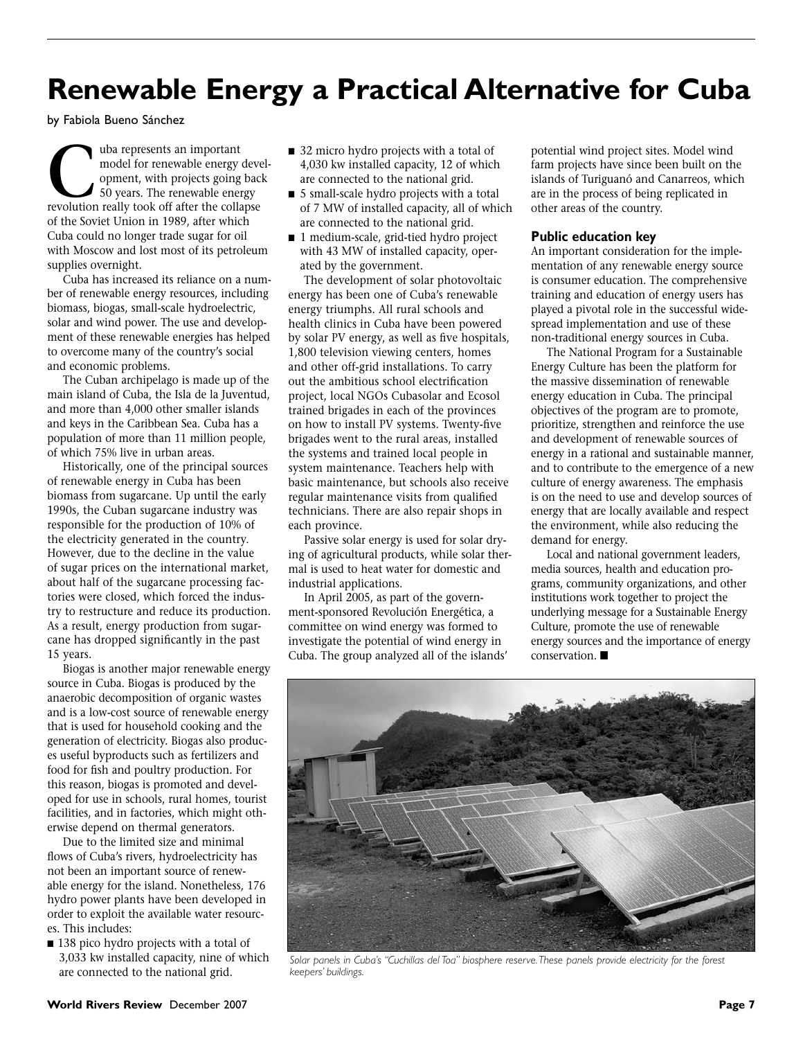# Renewable Energy a Practical Alternative for Cuba

by Fabiola Bueno Sánchez

Cuba represents an important model for renewable energy development, with projects going back 50 years. The renewable energy revolution really took off after the collapse of the Soviet Union in 1989, after which Cuba could no longer trade sugar for oil with Moscow and lost most of its petroleum supplies overnight.

Cuba has increased its reliance on a number of renewable energy resources, including biomass, biogas, small-scale hydroelectric, solar and wind power. The use and development of these renewable energies has helped to overcome many of the country's social and economic problems.

The Cuban archipelago is made up of the main island of Cuba, the Isla de la Juventud, and more than 4,000 other smaller islands and keys in the Caribbean Sea. Cuba has a population of more than 11 million people, of which 75% live in urban areas.

Historically, one of the principal sources of renewable energy in Cuba has been biomass from sugarcane. Up until the early 1990s, the Cuban sugarcane industry was responsible for the production of 10% of the electricity generated in the country. However, due to the decline in the value of sugar prices on the international market, about half of the sugarcane processing factories were closed, which forced the industry to restructure and reduce its production. As a result, energy production from sugarcane has dropped significantly in the past 15 years.

Biogas is another major renewable energy source in Cuba. Biogas is produced by the anaerobic decomposition of organic wastes and is a low-cost source of renewable energy that is used for household cooking and the generation of electricity. Biogas also produces useful byproducts such as fertilizers and food for fish and poultry production. For this reason, biogas is promoted and developed for use in schools, rural homes, tourist facilities, and in factories, which might otherwise depend on thermal generators.

Due to the limited size and minimal flows of Cuba's rivers, hydroelectricity has not been an important source of renewable energy for the island. Nonetheless, 176 hydro power plants have been developed in order to exploit the available water resources. This includes:

- 138 pico hydro projects with a total of 3,033 kw installed capacity, nine of which are connected to the national grid.
- 32 micro hydro projects with a total of 4,030 kw installed capacity, 12 of which are connected to the national grid.
- 5 small-scale hydro projects with a total of 7 MW of installed capacity, all of which are connected to the national grid.
- 1 medium-scale, grid-tied hydro project with 43 MW of installed capacity, operated by the government.

The development of solar photovoltaic energy has been one of Cuba's renewable energy triumphs. All rural schools and health clinics in Cuba have been powered by solar PV energy, as well as five hospitals, 1,800 television viewing centers, homes and other off-grid installations. To carry out the ambitious school electrification project, local NGOs Cubasolar and Ecosol trained brigades in each of the provinces on how to install PV systems. Twenty-five brigades went to the rural areas, installed the systems and trained local people in system maintenance. Teachers help with basic maintenance, but schools also receive regular maintenance visits from qualified technicians. There are also repair shops in each province.

Passive solar energy is used for solar drying of agricultural products, while solar thermal is used to heat water for domestic and industrial applications.

In April 2005, as part of the government-sponsored Revolución Energética, a committee on wind energy was formed to investigate the potential of wind energy in Cuba. The group analyzed all of the islands' potential wind project sites. Model wind farm projects have since been built on the islands of Turiguanó and Canarreos, which are in the process of being replicated in other areas of the country.

### Public education key

An important consideration for the implementation of any renewable energy source is consumer education. The comprehensive training and education of energy users has played a pivotal role in the successful widespread implementation and use of these non-traditional energy sources in Cuba.

The National Program for a Sustainable Energy Culture has been the platform for the massive dissemination of renewable energy education in Cuba. The principal objectives of the program are to promote, prioritize, strengthen and reinforce the use and development of renewable sources of energy in a rational and sustainable manner, and to contribute to the emergence of a new culture of energy awareness. The emphasis is on the need to use and develop sources of energy that are locally available and respect the environment, while also reducing the demand for energy.

Local and national government leaders, media sources, health and education programs, community organizations, and other institutions work together to project the underlying message for a Sustainable Energy Culture, promote the use of renewable energy sources and the importance of energy conservation. ■

*Solar panels in Cuba's "Cuchillas del Toa" biosphere reserve. These panels provide electricity for the forest keepers' buildings.*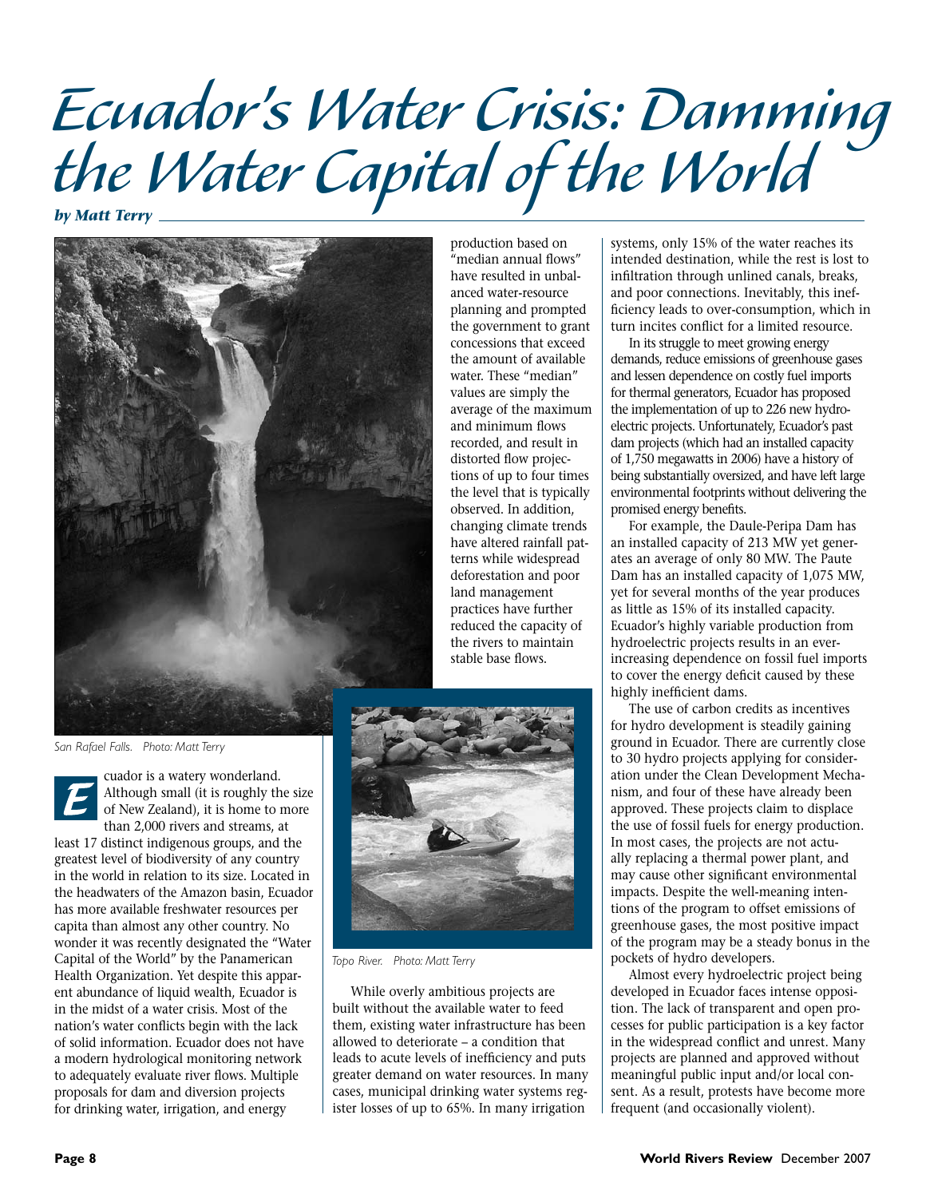# Ecuador's Water Crisis: Damming the Water Capital of the World

***by Matt Terry***

San Rafael Falls. Photo: Matt Terry

Ecuador is a watery wonderland. Although small (it is roughly the size of New Zealand), it is home to more than 2,000 rivers and streams, at least 17 distinct indigenous groups, and the greatest level of biodiversity of any country in the world in relation to its size. Located in the headwaters of the Amazon basin, Ecuador has more available freshwater resources per capita than almost any other country. No wonder it was recently designated the "Water Capital of the World" by the Panamerican Health Organization. Yet despite this apparent abundance of liquid wealth, Ecuador is in the midst of a water crisis. Most of the nation's water conflicts begin with the lack of solid information. Ecuador does not have a modern hydrological monitoring network to adequately evaluate river flows. Multiple proposals for dam and diversion projects for drinking water, irrigation, and energy production based on "median annual flows" have resulted in unbalanced water-resource planning and prompted the government to grant concessions that exceed the amount of available water. These "median" values are simply the average of the maximum and minimum flows recorded, and result in distorted flow projections of up to four times the level that is typically observed. In addition, changing climate trends have altered rainfall patterns while widespread deforestation and poor land management practices have further reduced the capacity of the rivers to maintain stable base flows.

Topo River. Photo: Matt Terry

While overly ambitious projects are built without the available water to feed them, existing water infrastructure has been allowed to deteriorate – a condition that leads to acute levels of inefficiency and puts greater demand on water resources. In many cases, municipal drinking water systems register losses of up to 65%. In many irrigation systems, only 15% of the water reaches its intended destination, while the rest is lost to infiltration through unlined canals, breaks, and poor connections. Inevitably, this inefficiency leads to over-consumption, which in turn incites conflict for a limited resource.

In its struggle to meet growing energy demands, reduce emissions of greenhouse gases and lessen dependence on costly fuel imports for thermal generators, Ecuador has proposed the implementation of up to 226 new hydroelectric projects. Unfortunately, Ecuador's past dam projects (which had an installed capacity of 1,750 megawatts in 2006) have a history of being substantially oversized, and have left large environmental footprints without delivering the promised energy benefits.

For example, the Daule-Peripa Dam has an installed capacity of 213 MW yet generates an average of only 80 MW. The Paute Dam has an installed capacity of 1,075 MW, yet for several months of the year produces as little as 15% of its installed capacity. Ecuador's highly variable production from hydroelectric projects results in an ever-increasing dependence on fossil fuel imports to cover the energy deficit caused by these highly inefficient dams.

The use of carbon credits as incentives for hydro development is steadily gaining ground in Ecuador. There are currently close to 30 hydro projects applying for consideration under the Clean Development Mechanism, and four of these have already been approved. These projects claim to displace the use of fossil fuels for energy production. In most cases, the projects are not actually replacing a thermal power plant, and may cause other significant environmental impacts. Despite the well-meaning intentions of the program to offset emissions of greenhouse gases, the most positive impact of the program may be a steady bonus in the pockets of hydro developers.

Almost every hydroelectric project being developed in Ecuador faces intense opposition. The lack of transparent and open processes for public participation is a key factor in the widespread conflict and unrest. Many projects are planned and approved without meaningful public input and/or local consent. As a result, protests have become more frequent (and occasionally violent).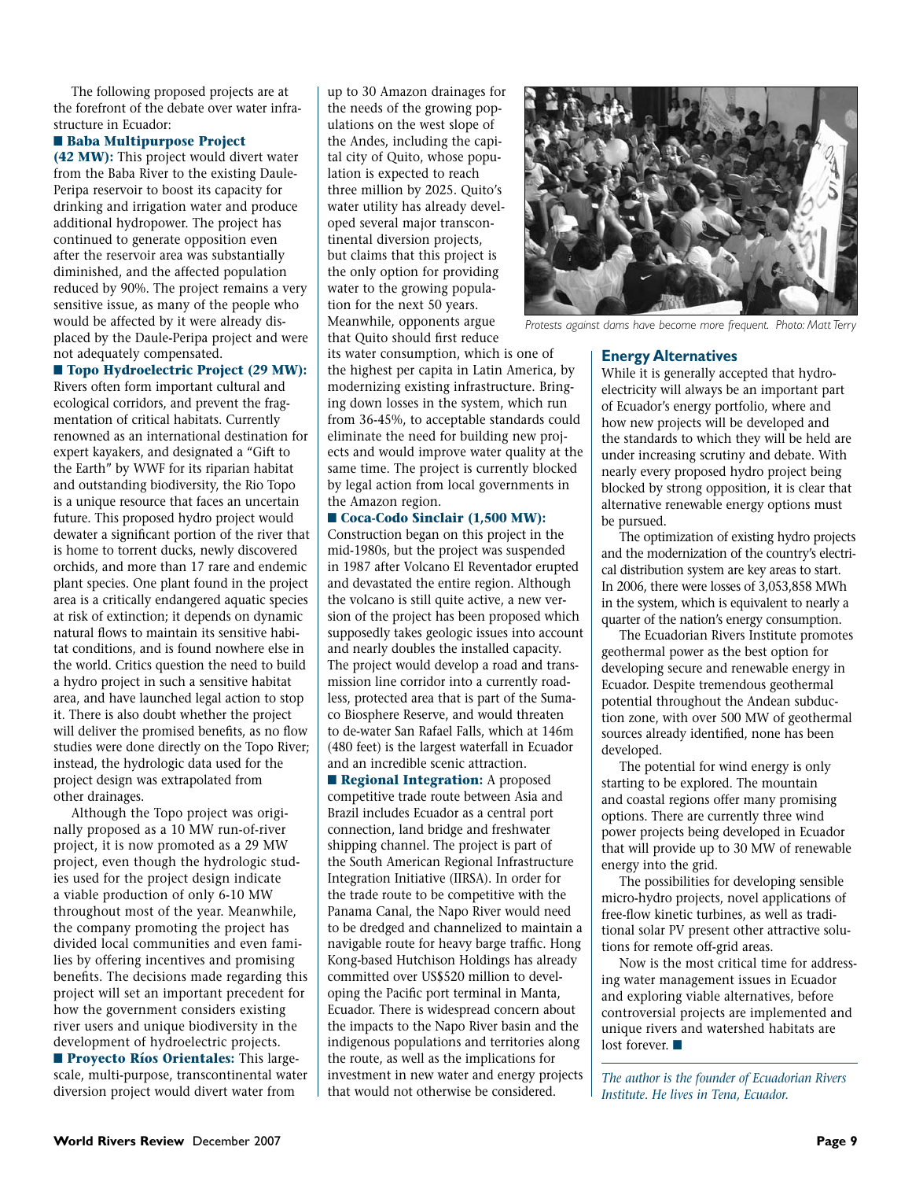The following proposed projects are at the forefront of the debate over water infrastructure in Ecuador:

■ **Baba Multipurpose Project (42 MW):** This project would divert water from the Baba River to the existing Daule-Peripa reservoir to boost its capacity for drinking and irrigation water and produce additional hydropower. The project has continued to generate opposition even after the reservoir area was substantially diminished, and the affected population reduced by 90%. The project remains a very sensitive issue, as many of the people who would be affected by it were already displaced by the Daule-Peripa project and were not adequately compensated.

■ **Topo Hydroelectric Project (29 MW):** Rivers often form important cultural and ecological corridors, and prevent the fragmentation of critical habitats. Currently renowned as an international destination for expert kayakers, and designated a "Gift to the Earth" by WWF for its riparian habitat and outstanding biodiversity, the Rio Topo is a unique resource that faces an uncertain future. This proposed hydro project would dewater a significant portion of the river that is home to torrent ducks, newly discovered orchids, and more than 17 rare and endemic plant species. One plant found in the project area is a critically endangered aquatic species at risk of extinction; it depends on dynamic natural flows to maintain its sensitive habitat conditions, and is found nowhere else in the world. Critics question the need to build a hydro project in such a sensitive habitat area, and have launched legal action to stop it. There is also doubt whether the project will deliver the promised benefits, as no flow studies were done directly on the Topo River; instead, the hydrologic data used for the project design was extrapolated from other drainages.

Although the Topo project was originally proposed as a 10 MW run-of-river project, it is now promoted as a 29 MW project, even though the hydrologic studies used for the project design indicate a viable production of only 6-10 MW throughout most of the year. Meanwhile, the company promoting the project has divided local communities and even families by offering incentives and promising benefits. The decisions made regarding this project will set an important precedent for how the government considers existing river users and unique biodiversity in the development of hydroelectric projects.

■ **Proyecto Ríos Orientales:** This large-scale, multi-purpose, transcontinental water diversion project would divert water from up to 30 Amazon drainages for the needs of the growing populations on the west slope of the Andes, including the capital city of Quito, whose population is expected to reach three million by 2025. Quito's water utility has already developed several major transcontinental diversion projects, but claims that this project is the only option for providing water to the growing population for the next 50 years. Meanwhile, opponents argue that Quito should first reduce its water consumption, which is one of the highest per capita in Latin America, by modernizing existing infrastructure. Bringing down losses in the system, which run from 36-45%, to acceptable standards could eliminate the need for building new projects and would improve water quality at the same time. The project is currently blocked by legal action from local governments in the Amazon region.

■ **Coca-Codo Sinclair (1,500 MW):** Construction began on this project in the mid-1980s, but the project was suspended in 1987 after Volcano El Reventador erupted and devastated the entire region. Although the volcano is still quite active, a new version of the project has been proposed which supposedly takes geologic issues into account and nearly doubles the installed capacity. The project would develop a road and transmission line corridor into a currently roadless, protected area that is part of the Sumaco Biosphere Reserve, and would threaten to de-water San Rafael Falls, which at 146m (480 feet) is the largest waterfall in Ecuador and an incredible scenic attraction.

■ **Regional Integration:** A proposed competitive trade route between Asia and Brazil includes Ecuador as a central port connection, land bridge and freshwater shipping channel. The project is part of the South American Regional Infrastructure Integration Initiative (IIRSA). In order for the trade route to be competitive with the Panama Canal, the Napo River would need to be dredged and channelized to maintain a navigable route for heavy barge traffic. Hong Kong-based Hutchison Holdings has already committed over US$520 million to developing the Pacific port terminal in Manta, Ecuador. There is widespread concern about the impacts to the Napo River basin and the indigenous populations and territories along the route, as well as the implications for investment in new water and energy projects that would not otherwise be considered.

*Protests against dams have become more frequent. Photo: Matt Terry*

## Energy Alternatives

While it is generally accepted that hydroelectricity will always be an important part of Ecuador's energy portfolio, where and how new projects will be developed and the standards to which they will be held are under increasing scrutiny and debate. With nearly every proposed hydro project being blocked by strong opposition, it is clear that alternative renewable energy options must be pursued.

The optimization of existing hydro projects and the modernization of the country's electrical distribution system are key areas to start. In 2006, there were losses of 3,053,858 MWh in the system, which is equivalent to nearly a quarter of the nation's energy consumption.

The Ecuadorian Rivers Institute promotes geothermal power as the best option for developing secure and renewable energy in Ecuador. Despite tremendous geothermal potential throughout the Andean subduction zone, with over 500 MW of geothermal sources already identified, none has been developed.

The potential for wind energy is only starting to be explored. The mountain and coastal regions offer many promising options. There are currently three wind power projects being developed in Ecuador that will provide up to 30 MW of renewable energy into the grid.

The possibilities for developing sensible micro-hydro projects, novel applications of free-flow kinetic turbines, as well as traditional solar PV present other attractive solutions for remote off-grid areas.

Now is the most critical time for addressing water management issues in Ecuador and exploring viable alternatives, before controversial projects are implemented and unique rivers and watershed habitats are lost forever. ■

*The author is the founder of Ecuadorian Rivers Institute. He lives in Tena, Ecuador.*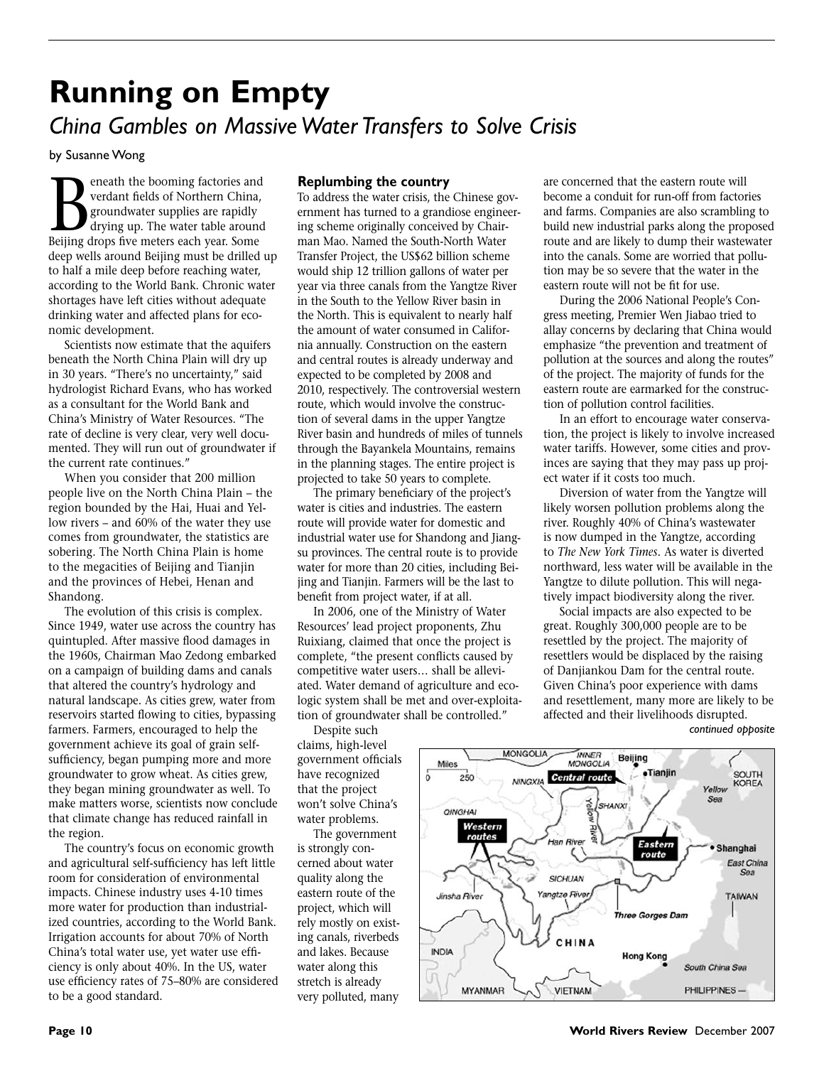# Running on Empty

## *China Gambles on Massive Water Transfers to Solve Crisis*

by Susanne Wong

Beneath the booming factories and verdant fields of Northern China, groundwater supplies are rapidly drying up. The water table around Beijing drops five meters each year. Some deep wells around Beijing must be drilled up to half a mile deep before reaching water, according to the World Bank. Chronic water shortages have left cities without adequate drinking water and affected plans for economic development.

Scientists now estimate that the aquifers beneath the North China Plain will dry up in 30 years. "There's no uncertainty," said hydrologist Richard Evans, who has worked as a consultant for the World Bank and China's Ministry of Water Resources. "The rate of decline is very clear, very well documented. They will run out of groundwater if the current rate continues."

When you consider that 200 million people live on the North China Plain – the region bounded by the Hai, Huai and Yellow rivers – and 60% of the water they use comes from groundwater, the statistics are sobering. The North China Plain is home to the megacities of Beijing and Tianjin and the provinces of Hebei, Henan and Shandong.

The evolution of this crisis is complex. Since 1949, water use across the country has quintupled. After massive flood damages in the 1960s, Chairman Mao Zedong embarked on a campaign of building dams and canals that altered the country's hydrology and natural landscape. As cities grew, water from reservoirs started flowing to cities, bypassing farmers. Farmers, encouraged to help the government achieve its goal of grain self-sufficiency, began pumping more and more groundwater to grow wheat. As cities grew, they began mining groundwater as well. To make matters worse, scientists now conclude that climate change has reduced rainfall in the region.

The country's focus on economic growth and agricultural self-sufficiency has left little room for consideration of environmental impacts. Chinese industry uses 4-10 times more water for production than industrialized countries, according to the World Bank. Irrigation accounts for about 70% of North China's total water use, yet water use efficiency is only about 40%. In the US, water use efficiency rates of 75–80% are considered to be a good standard.

### Replumbing the country

To address the water crisis, the Chinese government has turned to a grandiose engineering scheme originally conceived by Chairman Mao. Named the South-North Water Transfer Project, the US$62 billion scheme would ship 12 trillion gallons of water per year via three canals from the Yangtze River in the South to the Yellow River basin in the North. This is equivalent to nearly half the amount of water consumed in California annually. Construction on the eastern and central routes is already underway and expected to be completed by 2008 and 2010, respectively. The controversial western route, which would involve the construction of several dams in the upper Yangtze River basin and hundreds of miles of tunnels through the Bayankela Mountains, remains in the planning stages. The entire project is projected to take 50 years to complete.

The primary beneficiary of the project's water is cities and industries. The eastern route will provide water for domestic and industrial water use for Shandong and Jiangsu provinces. The central route is to provide water for more than 20 cities, including Beijing and Tianjin. Farmers will be the last to benefit from project water, if at all.

In 2006, one of the Ministry of Water Resources' lead project proponents, Zhu Ruixiang, claimed that once the project is complete, "the present conflicts caused by competitive water users… shall be alleviated. Water demand of agriculture and ecologic system shall be met and over-exploitation of groundwater shall be controlled."

Despite such claims, high-level government officials have recognized that the project won't solve China's water problems.

The government is strongly concerned about water quality along the eastern route of the project, which will rely mostly on existing canals, riverbeds and lakes. Because water along this stretch is already very polluted, many are concerned that the eastern route will become a conduit for run-off from factories and farms. Companies are also scrambling to build new industrial parks along the proposed route and are likely to dump their wastewater into the canals. Some are worried that pollution may be so severe that the water in the eastern route will not be fit for use.

During the 2006 National People's Congress meeting, Premier Wen Jiabao tried to allay concerns by declaring that China would emphasize "the prevention and treatment of pollution at the sources and along the routes" of the project. The majority of funds for the eastern route are earmarked for the construction of pollution control facilities.

In an effort to encourage water conservation, the project is likely to involve increased water tariffs. However, some cities and provinces are saying that they may pass up project water if it costs too much.

Diversion of water from the Yangtze will likely worsen pollution problems along the river. Roughly 40% of China's wastewater is now dumped in the Yangtze, according to *The New York Times*. As water is diverted northward, less water will be available in the Yangtze to dilute pollution. This will negatively impact biodiversity along the river.

Social impacts are also expected to be great. Roughly 300,000 people are to be resettled by the project. The majority of resettlers would be displaced by the raising of Danjiankou Dam for the central route. Given China's poor experience with dams and resettlement, many more are likely to be affected and their livelihoods disrupted.

*continued opposite*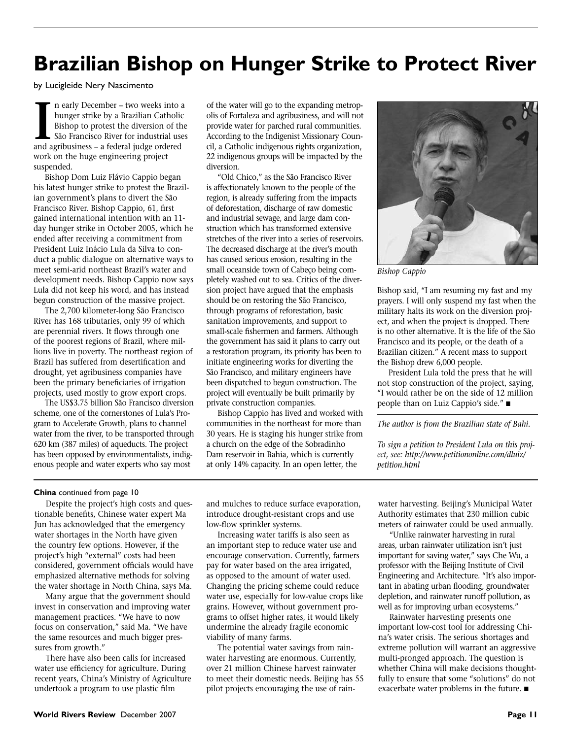# Brazilian Bishop on Hunger Strike to Protect River

by Lucigleide Nery Nascimento

In early December – two weeks into a hunger strike by a Brazilian Catholic Bishop to protest the diversion of the São Francisco River for industrial uses and agribusiness – a federal judge ordered work on the huge engineering project suspended.

Bishop Dom Luiz Flávio Cappio began his latest hunger strike to protest the Brazilian government's plans to divert the São Francisco River. Bishop Cappio, 61, first gained international intention with an 11-day hunger strike in October 2005, which he ended after receiving a commitment from President Luiz Inácio Lula da Silva to conduct a public dialogue on alternative ways to meet semi-arid northeast Brazil's water and development needs. Bishop Cappio now says Lula did not keep his word, and has instead begun construction of the massive project.

The 2,700 kilometer-long São Francisco River has 168 tributaries, only 99 of which are perennial rivers. It flows through one of the poorest regions of Brazil, where millions live in poverty. The northeast region of Brazil has suffered from desertification and drought, yet agribusiness companies have been the primary beneficiaries of irrigation projects, used mostly to grow export crops.

The US$3.75 billion São Francisco diversion scheme, one of the cornerstones of Lula's Program to Accelerate Growth, plans to channel water from the river, to be transported through 620 km (387 miles) of aqueducts. The project has been opposed by environmentalists, indigenous people and water experts who say most of the water will go to the expanding metropolis of Fortaleza and agribusiness, and will not provide water for parched rural communities. According to the Indigenist Missionary Council, a Catholic indigenous rights organization, 22 indigenous groups will be impacted by the diversion.

"Old Chico," as the São Francisco River is affectionately known to the people of the region, is already suffering from the impacts of deforestation, discharge of raw domestic and industrial sewage, and large dam construction which has transformed extensive stretches of the river into a series of reservoirs. The decreased discharge at the river's mouth has caused serious erosion, resulting in the small oceanside town of Cabeço being completely washed out to sea. Critics of the diversion project have argued that the emphasis should be on restoring the São Francisco, through programs of reforestation, basic sanitation improvements, and support to small-scale fishermen and farmers. Although the government has said it plans to carry out a restoration program, its priority has been to initiate engineering works for diverting the São Francisco, and military engineers have been dispatched to begun construction. The project will eventually be built primarily by private construction companies.

Bishop Cappio has lived and worked with communities in the northeast for more than 30 years. He is staging his hunger strike from a church on the edge of the Sobradinho Dam reservoir in Bahia, which is currently at only 14% capacity. In an open letter, the Bishop said, "I am resuming my fast and my prayers. I will only suspend my fast when the military halts its work on the diversion project, and when the project is dropped. There is no other alternative. It is the life of the São Francisco and its people, or the death of a Brazilian citizen." A recent mass to support the Bishop drew 6,000 people.

*Bishop Cappio*

President Lula told the press that he will not stop construction of the project, saying, "I would rather be on the side of 12 million people than on Luiz Cappio's side." ■

*The author is from the Brazilian state of Bahi.*

*To sign a petition to President Lula on this project, see: http://www.petitiononline.com/dluiz/petition.html*

---

**China** continued from page 10

Despite the project's high costs and questionable benefits, Chinese water expert Ma Jun has acknowledged that the emergency water shortages in the North have given the country few options. However, if the project's high "external" costs had been considered, government officials would have emphasized alternative methods for solving the water shortage in North China, says Ma.

Many argue that the government should invest in conservation and improving water management practices. "We have to now focus on conservation," said Ma. "We have the same resources and much bigger pressures from growth."

There have also been calls for increased water use efficiency for agriculture. During recent years, China's Ministry of Agriculture undertook a program to use plastic film and mulches to reduce surface evaporation, introduce drought-resistant crops and use low-flow sprinkler systems.

Increasing water tariffs is also seen as an important step to reduce water use and encourage conservation. Currently, farmers pay for water based on the area irrigated, as opposed to the amount of water used. Changing the pricing scheme could reduce water use, especially for low-value crops like grains. However, without government programs to offset higher rates, it would likely undermine the already fragile economic viability of many farms.

The potential water savings from rainwater harvesting are enormous. Currently, over 21 million Chinese harvest rainwater to meet their domestic needs. Beijing has 55 pilot projects encouraging the use of rainwater harvesting. Beijing's Municipal Water Authority estimates that 230 million cubic meters of rainwater could be used annually.

"Unlike rainwater harvesting in rural areas, urban rainwater utilization isn't just important for saving water," says Che Wu, a professor with the Beijing Institute of Civil Engineering and Architecture. "It's also important in abating urban flooding, groundwater depletion, and rainwater runoff pollution, as well as for improving urban ecosystems."

Rainwater harvesting presents one important low-cost tool for addressing China's water crisis. The serious shortages and extreme pollution will warrant an aggressive multi-pronged approach. The question is whether China will make decisions thoughtfully to ensure that some "solutions" do not exacerbate water problems in the future. ■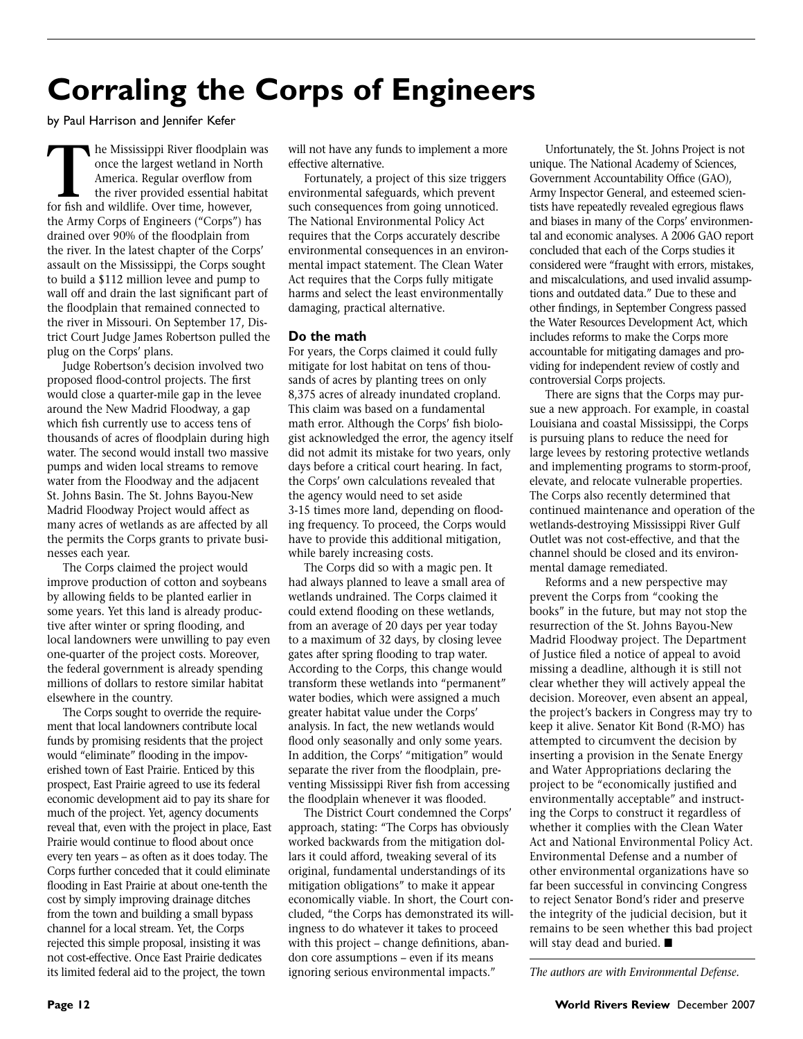# Corraling the Corps of Engineers

by Paul Harrison and Jennifer Kefer

The Mississippi River floodplain was once the largest wetland in North America. Regular overflow from the river provided essential habitat for fish and wildlife. Over time, however, the Army Corps of Engineers ("Corps") has drained over 90% of the floodplain from the river. In the latest chapter of the Corps' assault on the Mississippi, the Corps sought to build a $112 million levee and pump to wall off and drain the last significant part of the floodplain that remained connected to the river in Missouri. On September 17, District Court Judge James Robertson pulled the plug on the Corps' plans.

Judge Robertson's decision involved two proposed flood-control projects. The first would close a quarter-mile gap in the levee around the New Madrid Floodway, a gap which fish currently use to access tens of thousands of acres of floodplain during high water. The second would install two massive pumps and widen local streams to remove water from the Floodway and the adjacent St. Johns Basin. The St. Johns Bayou-New Madrid Floodway Project would affect as many acres of wetlands as are affected by all the permits the Corps grants to private businesses each year.

The Corps claimed the project would improve production of cotton and soybeans by allowing fields to be planted earlier in some years. Yet this land is already productive after winter or spring flooding, and local landowners were unwilling to pay even one-quarter of the project costs. Moreover, the federal government is already spending millions of dollars to restore similar habitat elsewhere in the country.

The Corps sought to override the requirement that local landowners contribute local funds by promising residents that the project would "eliminate" flooding in the impoverished town of East Prairie. Enticed by this prospect, East Prairie agreed to use its federal economic development aid to pay its share for much of the project. Yet, agency documents reveal that, even with the project in place, East Prairie would continue to flood about once every ten years – as often as it does today. The Corps further conceded that it could eliminate flooding in East Prairie at about one-tenth the cost by simply improving drainage ditches from the town and building a small bypass channel for a local stream. Yet, the Corps rejected this simple proposal, insisting it was not cost-effective. Once East Prairie dedicates its limited federal aid to the project, the town will not have any funds to implement a more effective alternative.

Fortunately, a project of this size triggers environmental safeguards, which prevent such consequences from going unnoticed. The National Environmental Policy Act requires that the Corps accurately describe environmental consequences in an environmental impact statement. The Clean Water Act requires that the Corps fully mitigate harms and select the least environmentally damaging, practical alternative.

## Do the math

For years, the Corps claimed it could fully mitigate for lost habitat on tens of thousands of acres by planting trees on only 8,375 acres of already inundated cropland. This claim was based on a fundamental math error. Although the Corps' fish biologist acknowledged the error, the agency itself did not admit its mistake for two years, only days before a critical court hearing. In fact, the Corps' own calculations revealed that the agency would need to set aside 3-15 times more land, depending on flooding frequency. To proceed, the Corps would have to provide this additional mitigation, while barely increasing costs.

The Corps did so with a magic pen. It had always planned to leave a small area of wetlands undrained. The Corps claimed it could extend flooding on these wetlands, from an average of 20 days per year today to a maximum of 32 days, by closing levee gates after spring flooding to trap water. According to the Corps, this change would transform these wetlands into "permanent" water bodies, which were assigned a much greater habitat value under the Corps' analysis. In fact, the new wetlands would flood only seasonally and only some years. In addition, the Corps' "mitigation" would separate the river from the floodplain, preventing Mississippi River fish from accessing the floodplain whenever it was flooded.

The District Court condemned the Corps' approach, stating: "The Corps has obviously worked backwards from the mitigation dollars it could afford, tweaking several of its original, fundamental understandings of its mitigation obligations" to make it appear economically viable. In short, the Court concluded, "the Corps has demonstrated its willingness to do whatever it takes to proceed with this project – change definitions, abandon core assumptions – even if its means ignoring serious environmental impacts."

Unfortunately, the St. Johns Project is not unique. The National Academy of Sciences, Government Accountability Office (GAO), Army Inspector General, and esteemed scientists have repeatedly revealed egregious flaws and biases in many of the Corps' environmental and economic analyses. A 2006 GAO report concluded that each of the Corps studies it considered were "fraught with errors, mistakes, and miscalculations, and used invalid assumptions and outdated data." Due to these and other findings, in September Congress passed the Water Resources Development Act, which includes reforms to make the Corps more accountable for mitigating damages and providing for independent review of costly and controversial Corps projects.

There are signs that the Corps may pursue a new approach. For example, in coastal Louisiana and coastal Mississippi, the Corps is pursuing plans to reduce the need for large levees by restoring protective wetlands and implementing programs to storm-proof, elevate, and relocate vulnerable properties. The Corps also recently determined that continued maintenance and operation of the wetlands-destroying Mississippi River Gulf Outlet was not cost-effective, and that the channel should be closed and its environmental damage remediated.

Reforms and a new perspective may prevent the Corps from "cooking the books" in the future, but may not stop the resurrection of the St. Johns Bayou-New Madrid Floodway project. The Department of Justice filed a notice of appeal to avoid missing a deadline, although it is still not clear whether they will actively appeal the decision. Moreover, even absent an appeal, the project's backers in Congress may try to keep it alive. Senator Kit Bond (R-MO) has attempted to circumvent the decision by inserting a provision in the Senate Energy and Water Appropriations declaring the project to be "economically justified and environmentally acceptable" and instructing the Corps to construct it regardless of whether it complies with the Clean Water Act and National Environmental Policy Act. Environmental Defense and a number of other environmental organizations have so far been successful in convincing Congress to reject Senator Bond's rider and preserve the integrity of the judicial decision, but it remains to be seen whether this bad project will stay dead and buried. ■

*The authors are with Environmental Defense.*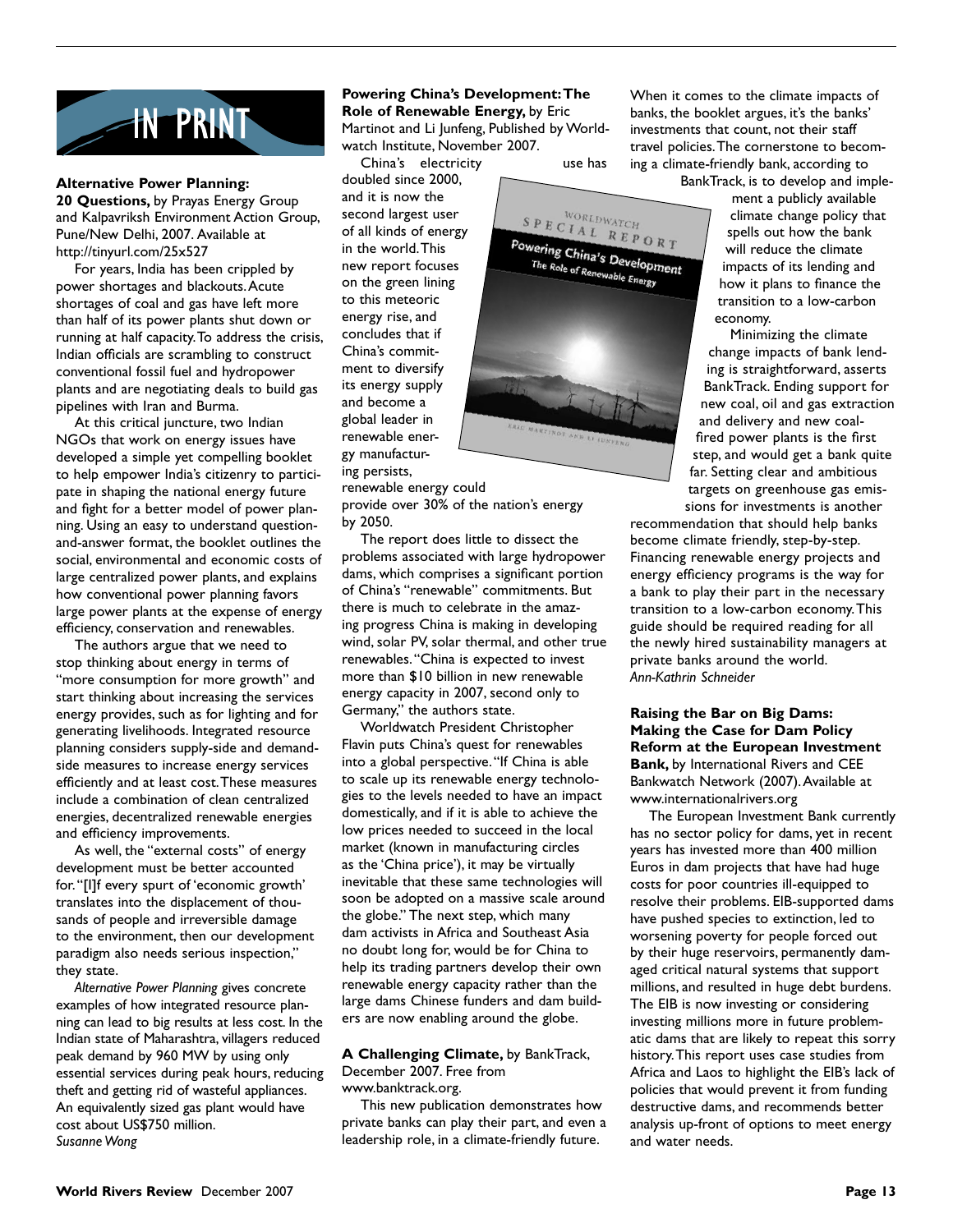# IN PRINT

**Alternative Power Planning: 20 Questions,** by Prayas Energy Group and Kalpavriksh Environment Action Group, Pune/New Delhi, 2007. Available at http://tinyurl.com/25x527

For years, India has been crippled by power shortages and blackouts. Acute shortages of coal and gas have left more than half of its power plants shut down or running at half capacity. To address the crisis, Indian officials are scrambling to construct conventional fossil fuel and hydropower plants and are negotiating deals to build gas pipelines with Iran and Burma.

At this critical juncture, two Indian NGOs that work on energy issues have developed a simple yet compelling booklet to help empower India's citizenry to participate in shaping the national energy future and fight for a better model of power planning. Using an easy to understand question-and-answer format, the booklet outlines the social, environmental and economic costs of large centralized power plants, and explains how conventional power planning favors large power plants at the expense of energy efficiency, conservation and renewables.

The authors argue that we need to stop thinking about energy in terms of "more consumption for more growth" and start thinking about increasing the services energy provides, such as for lighting and for generating livelihoods. Integrated resource planning considers supply-side and demand-side measures to increase energy services efficiently and at least cost. These measures include a combination of clean centralized energies, decentralized renewable energies and efficiency improvements.

As well, the "external costs" of energy development must be better accounted for. "[I]f every spurt of 'economic growth' translates into the displacement of thousands of people and irreversible damage to the environment, then our development paradigm also needs serious inspection," they state.

*Alternative Power Planning* gives concrete examples of how integrated resource planning can lead to big results at less cost. In the Indian state of Maharashtra, villagers reduced peak demand by 960 MW by using only essential services during peak hours, reducing theft and getting rid of wasteful appliances. An equivalently sized gas plant would have cost about US$750 million.
*Susanne Wong*

**Powering China's Development: The Role of Renewable Energy,** by Eric Martinot and Li Junfeng, Published by Worldwatch Institute, November 2007.

China's electricity use has doubled since 2000, and it is now the second largest user of all kinds of energy in the world. This new report focuses on the green lining to this meteoric energy rise, and concludes that if China's commitment to diversify its energy supply and become a global leader in renewable energy manufacturing persists, renewable energy could provide over 30% of the nation's energy by 2050.

The report does little to dissect the problems associated with large hydropower dams, which comprises a significant portion of China's "renewable" commitments. But there is much to celebrate in the amazing progress China is making in developing wind, solar PV, solar thermal, and other true renewables. "China is expected to invest more than $10 billion in new renewable energy capacity in 2007, second only to Germany," the authors state.

Worldwatch President Christopher Flavin puts China's quest for renewables into a global perspective. "If China is able to scale up its renewable energy technologies to the levels needed to have an impact domestically, and if it is able to achieve the low prices needed to succeed in the local market (known in manufacturing circles as the 'China price'), it may be virtually inevitable that these same technologies will soon be adopted on a massive scale around the globe." The next step, which many dam activists in Africa and Southeast Asia no doubt long for, would be for China to help its trading partners develop their own renewable energy capacity rather than the large dams Chinese funders and dam builders are now enabling around the globe.

**A Challenging Climate,** by BankTrack, December 2007. Free from www.banktrack.org.

This new publication demonstrates how private banks can play their part, and even a leadership role, in a climate-friendly future.

When it comes to the climate impacts of banks, the booklet argues, it's the banks' investments that count, not their staff travel policies. The cornerstone to becoming a climate-friendly bank, according to BankTrack, is to develop and implement a publicly available climate change policy that spells out how the bank will reduce the climate impacts of its lending and how it plans to finance the transition to a low-carbon economy.

Minimizing the climate change impacts of bank lending is straightforward, asserts BankTrack. Ending support for new coal, oil and gas extraction and delivery and new coal-fired power plants is the first step, and would get a bank quite far. Setting clear and ambitious targets on greenhouse gas emissions for investments is another recommendation that should help banks become climate friendly, step-by-step. Financing renewable energy projects and energy efficiency programs is the way for a bank to play their part in the necessary transition to a low-carbon economy. This guide should be required reading for all the newly hired sustainability managers at private banks around the world.
*Ann-Kathrin Schneider*

**Raising the Bar on Big Dams: Making the Case for Dam Policy Reform at the European Investment Bank,** by International Rivers and CEE Bankwatch Network (2007). Available at www.internationalrivers.org

The European Investment Bank currently has no sector policy for dams, yet in recent years has invested more than 400 million Euros in dam projects that have had huge costs for poor countries ill-equipped to resolve their problems. EIB-supported dams have pushed species to extinction, led to worsening poverty for people forced out by their huge reservoirs, permanently damaged critical natural systems that support millions, and resulted in huge debt burdens. The EIB is now investing or considering investing millions more in future problematic dams that are likely to repeat this sorry history. This report uses case studies from Africa and Laos to highlight the EIB's lack of policies that would prevent it from funding destructive dams, and recommends better analysis up-front of options to meet energy and water needs.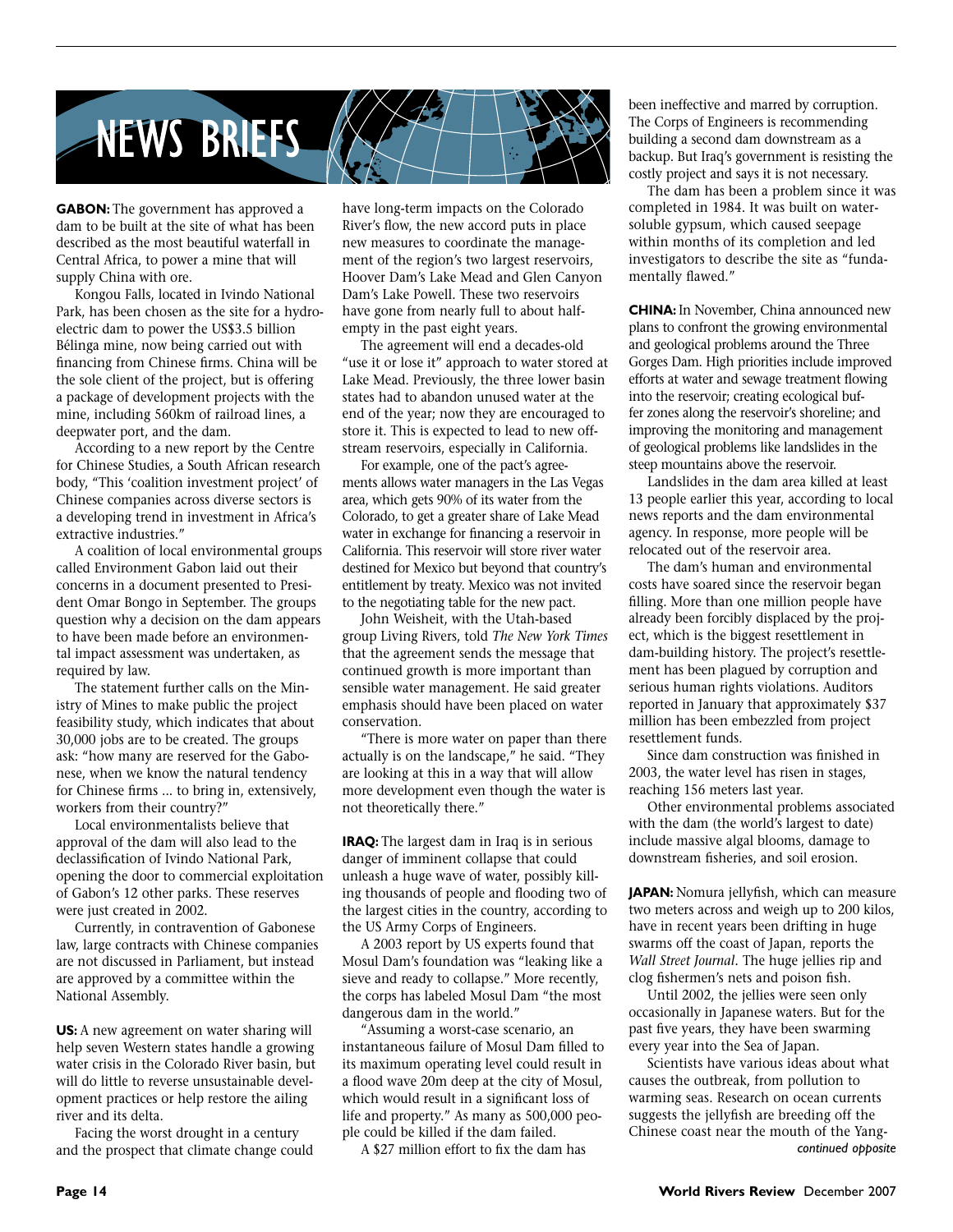# NEWS BRIEFS

**GABON:** The government has approved a dam to be built at the site of what has been described as the most beautiful waterfall in Central Africa, to power a mine that will supply China with ore.

Kongou Falls, located in Ivindo National Park, has been chosen as the site for a hydroelectric dam to power the US$3.5 billion Bélinga mine, now being carried out with financing from Chinese firms. China will be the sole client of the project, but is offering a package of development projects with the mine, including 560km of railroad lines, a deepwater port, and the dam.

According to a new report by the Centre for Chinese Studies, a South African research body, "This 'coalition investment project' of Chinese companies across diverse sectors is a developing trend in investment in Africa's extractive industries."

A coalition of local environmental groups called Environment Gabon laid out their concerns in a document presented to President Omar Bongo in September. The groups question why a decision on the dam appears to have been made before an environmental impact assessment was undertaken, as required by law.

The statement further calls on the Ministry of Mines to make public the project feasibility study, which indicates that about 30,000 jobs are to be created. The groups ask: "how many are reserved for the Gabonese, when we know the natural tendency for Chinese firms ... to bring in, extensively, workers from their country?"

Local environmentalists believe that approval of the dam will also lead to the declassification of Ivindo National Park, opening the door to commercial exploitation of Gabon's 12 other parks. These reserves were just created in 2002.

Currently, in contravention of Gabonese law, large contracts with Chinese companies are not discussed in Parliament, but instead are approved by a committee within the National Assembly.

**US:** A new agreement on water sharing will help seven Western states handle a growing water crisis in the Colorado River basin, but will do little to reverse unsustainable development practices or help restore the ailing river and its delta.

Facing the worst drought in a century and the prospect that climate change could have long-term impacts on the Colorado River's flow, the new accord puts in place new measures to coordinate the management of the region's two largest reservoirs, Hoover Dam's Lake Mead and Glen Canyon Dam's Lake Powell. These two reservoirs have gone from nearly full to about half-empty in the past eight years.

The agreement will end a decades-old "use it or lose it" approach to water stored at Lake Mead. Previously, the three lower basin states had to abandon unused water at the end of the year; now they are encouraged to store it. This is expected to lead to new off-stream reservoirs, especially in California.

For example, one of the pact's agreements allows water managers in the Las Vegas area, which gets 90% of its water from the Colorado, to get a greater share of Lake Mead water in exchange for financing a reservoir in California. This reservoir will store river water destined for Mexico but beyond that country's entitlement by treaty. Mexico was not invited to the negotiating table for the new pact.

John Weisheit, with the Utah-based group Living Rivers, told *The New York Times* that the agreement sends the message that continued growth is more important than sensible water management. He said greater emphasis should have been placed on water conservation.

"There is more water on paper than there actually is on the landscape," he said. "They are looking at this in a way that will allow more development even though the water is not theoretically there."

**IRAQ:** The largest dam in Iraq is in serious danger of imminent collapse that could unleash a huge wave of water, possibly killing thousands of people and flooding two of the largest cities in the country, according to the US Army Corps of Engineers.

A 2003 report by US experts found that Mosul Dam's foundation was "leaking like a sieve and ready to collapse." More recently, the corps has labeled Mosul Dam "the most dangerous dam in the world."

"Assuming a worst-case scenario, an instantaneous failure of Mosul Dam filled to its maximum operating level could result in a flood wave 20m deep at the city of Mosul, which would result in a significant loss of life and property." As many as 500,000 people could be killed if the dam failed.

A $27 million effort to fix the dam has been ineffective and marred by corruption. The Corps of Engineers is recommending building a second dam downstream as a backup. But Iraq's government is resisting the costly project and says it is not necessary.

The dam has been a problem since it was completed in 1984. It was built on water-soluble gypsum, which caused seepage within months of its completion and led investigators to describe the site as "fundamentally flawed."

**CHINA:** In November, China announced new plans to confront the growing environmental and geological problems around the Three Gorges Dam. High priorities include improved efforts at water and sewage treatment flowing into the reservoir; creating ecological buffer zones along the reservoir's shoreline; and improving the monitoring and management of geological problems like landslides in the steep mountains above the reservoir.

Landslides in the dam area killed at least 13 people earlier this year, according to local news reports and the dam environmental agency. In response, more people will be relocated out of the reservoir area.

The dam's human and environmental costs have soared since the reservoir began filling. More than one million people have already been forcibly displaced by the project, which is the biggest resettlement in dam-building history. The project's resettlement has been plagued by corruption and serious human rights violations. Auditors reported in January that approximately $37 million has been embezzled from project resettlement funds.

Since dam construction was finished in 2003, the water level has risen in stages, reaching 156 meters last year.

Other environmental problems associated with the dam (the world's largest to date) include massive algal blooms, damage to downstream fisheries, and soil erosion.

**JAPAN:** Nomura jellyfish, which can measure two meters across and weigh up to 200 kilos, have in recent years been drifting in huge swarms off the coast of Japan, reports the *Wall Street Journal*. The huge jellies rip and clog fishermen's nets and poison fish.

Until 2002, the jellies were seen only occasionally in Japanese waters. But for the past five years, they have been swarming every year into the Sea of Japan.

Scientists have various ideas about what causes the outbreak, from pollution to warming seas. Research on ocean currents suggests the jellyfish are breeding off the Chinese coast near the mouth of the Yang-

*continued opposite*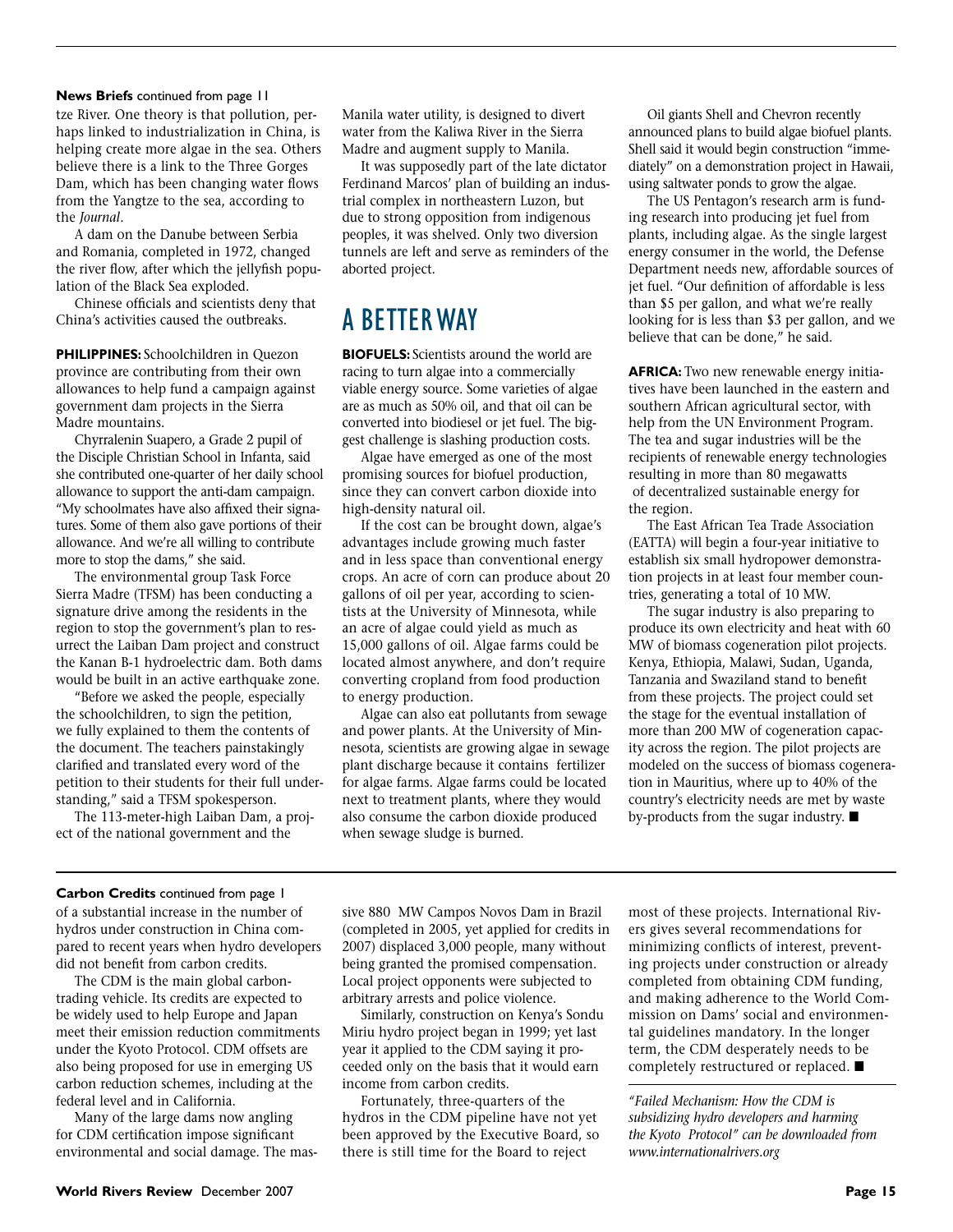**News Briefs** continued from page 11

tze River. One theory is that pollution, perhaps linked to industrialization in China, is helping create more algae in the sea. Others believe there is a link to the Three Gorges Dam, which has been changing water flows from the Yangtze to the sea, according to the *Journal*.

A dam on the Danube between Serbia and Romania, completed in 1972, changed the river flow, after which the jellyfish population of the Black Sea exploded.

Chinese officials and scientists deny that China's activities caused the outbreaks.

**PHILIPPINES:** Schoolchildren in Quezon province are contributing from their own allowances to help fund a campaign against government dam projects in the Sierra Madre mountains.

Chyrralenin Suapero, a Grade 2 pupil of the Disciple Christian School in Infanta, said she contributed one-quarter of her daily school allowance to support the anti-dam campaign. "My schoolmates have also affixed their signatures. Some of them also gave portions of their allowance. And we're all willing to contribute more to stop the dams," she said.

The environmental group Task Force Sierra Madre (TFSM) has been conducting a signature drive among the residents in the region to stop the government's plan to resurrect the Laiban Dam project and construct the Kanan B-1 hydroelectric dam. Both dams would be built in an active earthquake zone.

"Before we asked the people, especially the schoolchildren, to sign the petition, we fully explained to them the contents of the document. The teachers painstakingly clarified and translated every word of the petition to their students for their full understanding," said a TFSM spokesperson.

The 113-meter-high Laiban Dam, a project of the national government and the Manila water utility, is designed to divert water from the Kaliwa River in the Sierra Madre and augment supply to Manila.

It was supposedly part of the late dictator Ferdinand Marcos' plan of building an industrial complex in northeastern Luzon, but due to strong opposition from indigenous peoples, it was shelved. Only two diversion tunnels are left and serve as reminders of the aborted project.

## A BETTER WAY

**BIOFUELS:** Scientists around the world are racing to turn algae into a commercially viable energy source. Some varieties of algae are as much as 50% oil, and that oil can be converted into biodiesel or jet fuel. The biggest challenge is slashing production costs.

Algae have emerged as one of the most promising sources for biofuel production, since they can convert carbon dioxide into high-density natural oil.

If the cost can be brought down, algae's advantages include growing much faster and in less space than conventional energy crops. An acre of corn can produce about 20 gallons of oil per year, according to scientists at the University of Minnesota, while an acre of algae could yield as much as 15,000 gallons of oil. Algae farms could be located almost anywhere, and don't require converting cropland from food production to energy production.

Algae can also eat pollutants from sewage and power plants. At the University of Minnesota, scientists are growing algae in sewage plant discharge because it contains fertilizer for algae farms. Algae farms could be located next to treatment plants, where they would also consume the carbon dioxide produced when sewage sludge is burned.

Oil giants Shell and Chevron recently announced plans to build algae biofuel plants. Shell said it would begin construction "immediately" on a demonstration project in Hawaii, using saltwater ponds to grow the algae.

The US Pentagon's research arm is funding research into producing jet fuel from plants, including algae. As the single largest energy consumer in the world, the Defense Department needs new, affordable sources of jet fuel. "Our definition of affordable is less than $5 per gallon, and what we're really looking for is less than $3 per gallon, and we believe that can be done," he said.

**AFRICA:** Two new renewable energy initiatives have been launched in the eastern and southern African agricultural sector, with help from the UN Environment Program. The tea and sugar industries will be the recipients of renewable energy technologies resulting in more than 80 megawatts of decentralized sustainable energy for the region.

The East African Tea Trade Association (EATTA) will begin a four-year initiative to establish six small hydropower demonstration projects in at least four member countries, generating a total of 10 MW.

The sugar industry is also preparing to produce its own electricity and heat with 60 MW of biomass cogeneration pilot projects. Kenya, Ethiopia, Malawi, Sudan, Uganda, Tanzania and Swaziland stand to benefit from these projects. The project could set the stage for the eventual installation of more than 200 MW of cogeneration capacity across the region. The pilot projects are modeled on the success of biomass cogeneration in Mauritius, where up to 40% of the country's electricity needs are met by waste by-products from the sugar industry. ■

---

**Carbon Credits** continued from page 1

of a substantial increase in the number of hydros under construction in China compared to recent years when hydro developers did not benefit from carbon credits.

The CDM is the main global carbon-trading vehicle. Its credits are expected to be widely used to help Europe and Japan meet their emission reduction commitments under the Kyoto Protocol. CDM offsets are also being proposed for use in emerging US carbon reduction schemes, including at the federal level and in California.

Many of the large dams now angling for CDM certification impose significant environmental and social damage. The massive 880 MW Campos Novos Dam in Brazil (completed in 2005, yet applied for credits in 2007) displaced 3,000 people, many without being granted the promised compensation. Local project opponents were subjected to arbitrary arrests and police violence.

Similarly, construction on Kenya's Sondu Miriu hydro project began in 1999; yet last year it applied to the CDM saying it proceeded only on the basis that it would earn income from carbon credits.

Fortunately, three-quarters of the hydros in the CDM pipeline have not yet been approved by the Executive Board, so there is still time for the Board to reject most of these projects. International Rivers gives several recommendations for minimizing conflicts of interest, preventing projects under construction or already completed from obtaining CDM funding, and making adherence to the World Commission on Dams' social and environmental guidelines mandatory. In the longer term, the CDM desperately needs to be completely restructured or replaced. ■

*"Failed Mechanism: How the CDM is subsidizing hydro developers and harming the Kyoto Protocol" can be downloaded from www.internationalrivers.org*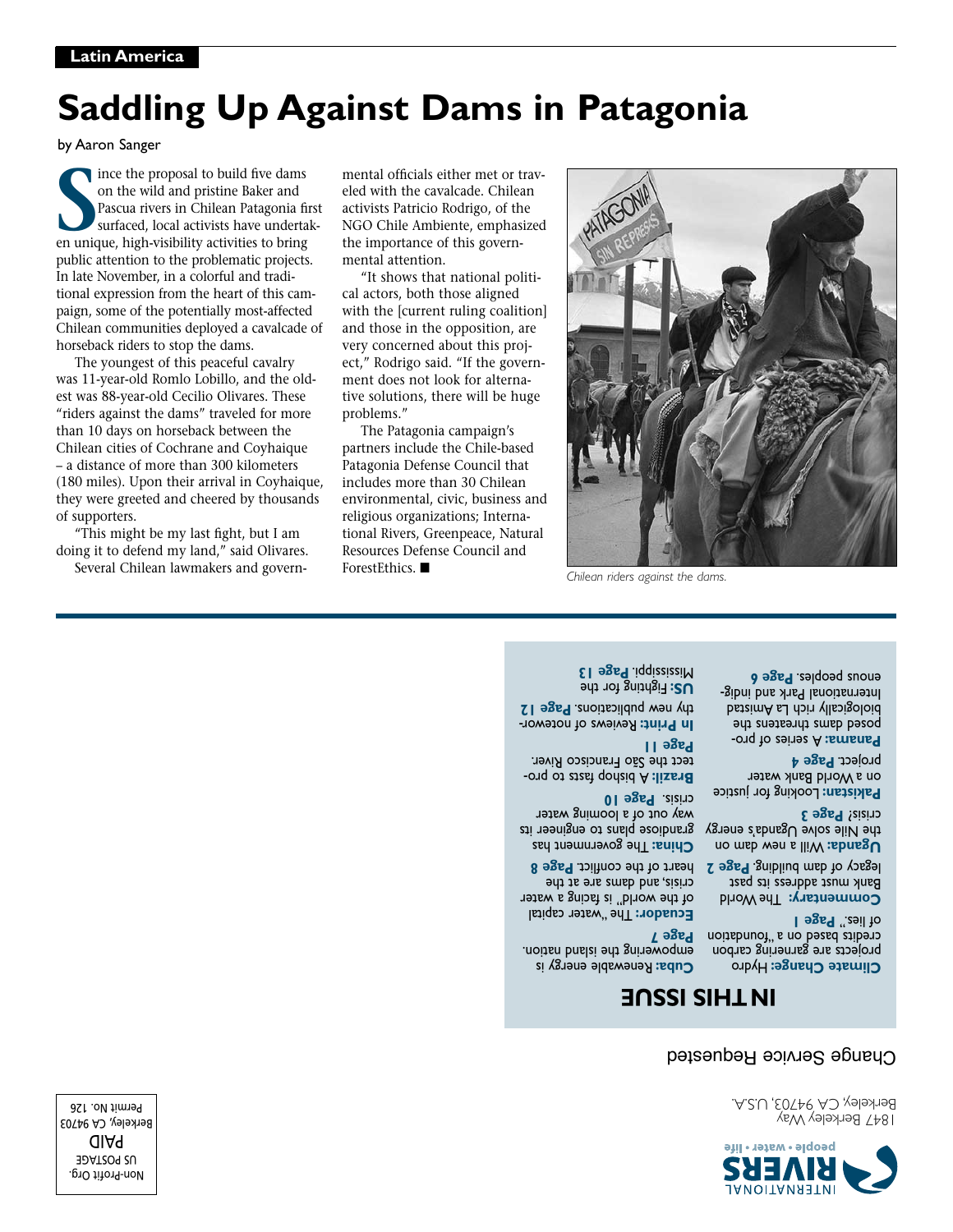Latin America

# Saddling Up Against Dams in Patagonia

by Aaron Sanger

Since the proposal to build five dams on the wild and pristine Baker and Pascua rivers in Chilean Patagonia first surfaced, local activists have undertaken unique, high-visibility activities to bring public attention to the problematic projects. In late November, in a colorful and traditional expression from the heart of this campaign, some of the potentially most-affected Chilean communities deployed a cavalcade of horseback riders to stop the dams.

The youngest of this peaceful cavalry was 11-year-old Romlo Lobillo, and the oldest was 88-year-old Cecilio Olivares. These "riders against the dams" traveled for more than 10 days on horseback between the Chilean cities of Cochrane and Coyhaique – a distance of more than 300 kilometers (180 miles). Upon their arrival in Coyhaique, they were greeted and cheered by thousands of supporters.

"This might be my last fight, but I am doing it to defend my land," said Olivares.

Several Chilean lawmakers and governmental officials either met or traveled with the cavalcade. Chilean activists Patricio Rodrigo, of the NGO Chile Ambiente, emphasized the importance of this governmental attention.

"It shows that national political actors, both those aligned with the [current ruling coalition] and those in the opposition, are very concerned about this project," Rodrigo said. "If the government does not look for alternative solutions, there will be huge problems."

The Patagonia campaign's partners include the Chile-based Patagonia Defense Council that includes more than 30 Chilean environmental, civic, business and religious organizations; International Rivers, Greenpeace, Natural Resources Defense Council and ForestEthics. ■

*Chilean riders against the dams.*

## IN THIS ISSUE

**Climate Change:** Hydro projects are garnering carbon credits based on a "foundation of lies." **Page 1**

**Commentary:** The World Bank must address its past legacy of dam building. **Page 2**

**Uganda:** Will a new dam on the Nile solve Uganda's energy crisis? **Page 3**

**Pakistan:** Looking for justice on a World Bank water project. **Page 4**

**Panama:** A series of proposed dams threatens the biologically rich La Amistad International Park and indigenous peoples. **Page 6**

**Cuba:** Renewable energy is empowering the island nation. **Page 7**

**Ecuador:** The "water capital of the world" is facing a water crisis, and dams are at the heart of the conflict. **Page 8**

**China:** The government has grandiose plans to engineer its way out of a looming water crisis. **Page 10**

**Brazil:** A bishop fasts to protect the São Francisco River. **Page 11**

**In Print:** Reviews of noteworthy new publications. **Page 12**

**US:** Fighting for the Mississippi. **Page 13**

Change Service Requested

INTERNATIONAL RIVERS
people • water • life

1847 Berkeley Way
Berkeley, CA 94703, U.S.A.

Non-Profit Org.
US POSTAGE
PAID
Berkeley, CA 94703
Permit No. 126